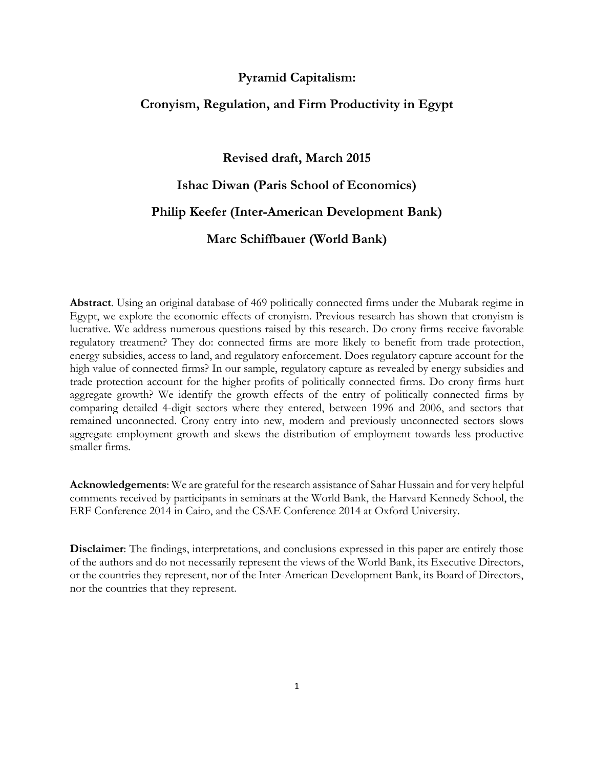# Pyramid Capitalism:

# Cronyism, Regulation, and Firm Productivity in Egypt

**Revised draft, March 2015**

**Ishac Diwan (Paris School of Economics)**

**Philip Keefer (Inter-American Development Bank)**

**Marc Schiffbauer (World Bank)**

**Abstract**. Using an original database of 469 politically connected firms under the Mubarak regime in Egypt, we explore the economic effects of cronyism. Previous research has shown that cronyism is lucrative. We address numerous questions raised by this research. Do crony firms receive favorable regulatory treatment? They do: connected firms are more likely to benefit from trade protection, energy subsidies, access to land, and regulatory enforcement. Does regulatory capture account for the high value of connected firms? In our sample, regulatory capture as revealed by energy subsidies and trade protection account for the higher profits of politically connected firms. Do crony firms hurt aggregate growth? We identify the growth effects of the entry of politically connected firms by comparing detailed 4-digit sectors where they entered, between 1996 and 2006, and sectors that remained unconnected. Crony entry into new, modern and previously unconnected sectors slows aggregate employment growth and skews the distribution of employment towards less productive smaller firms.

**Acknowledgements**: We are grateful for the research assistance of Sahar Hussain and for very helpful comments received by participants in seminars at the World Bank, the Harvard Kennedy School, the ERF Conference 2014 in Cairo, and the CSAE Conference 2014 at Oxford University.

**Disclaimer**: The findings, interpretations, and conclusions expressed in this paper are entirely those of the authors and do not necessarily represent the views of the World Bank, its Executive Directors, or the countries they represent, nor of the Inter-American Development Bank, its Board of Directors, nor the countries that they represent.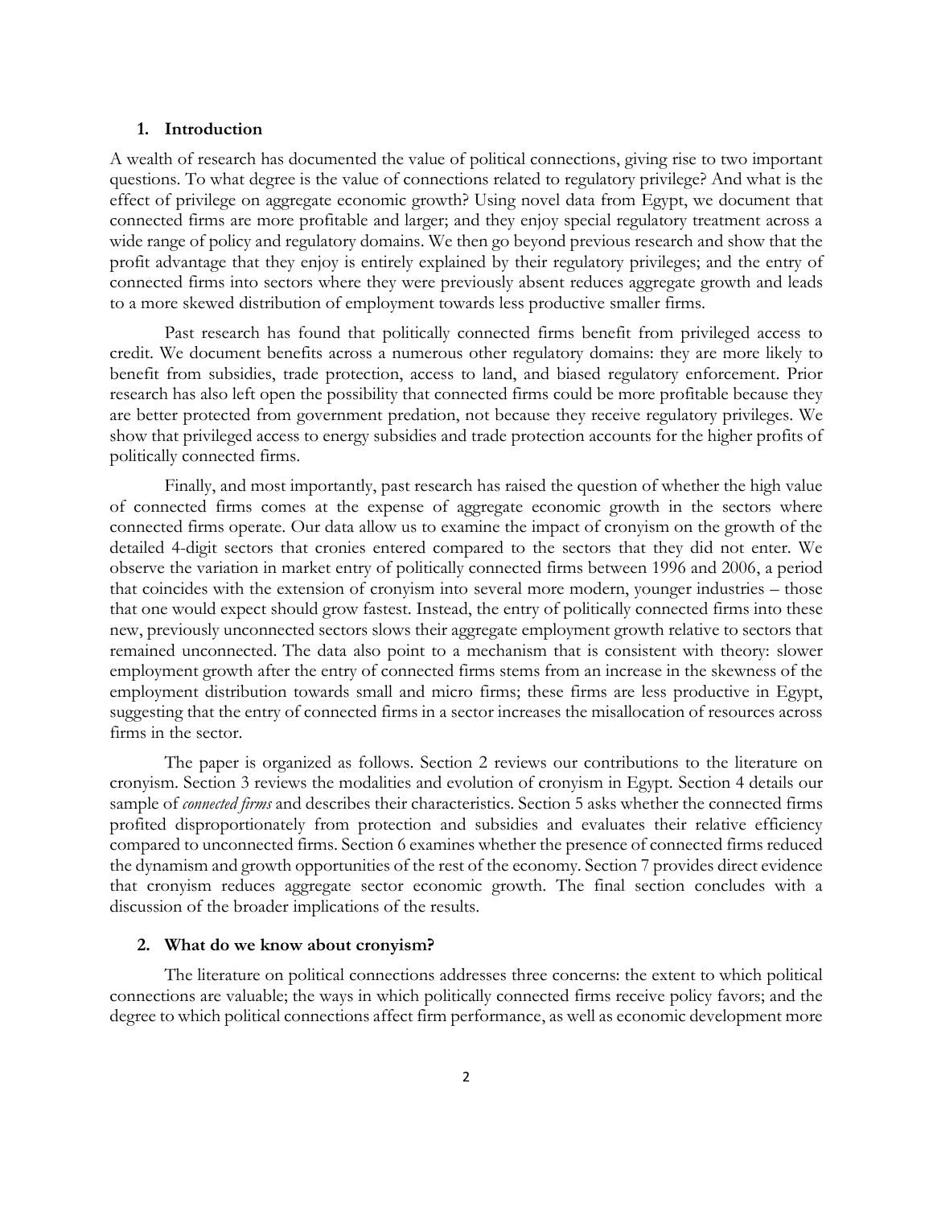## 1. Introduction

A wealth of research has documented the value of political connections, giving rise to two important questions. To what degree is the value of connections related to regulatory privilege? And what is the effect of privilege on aggregate economic growth? Using novel data from Egypt, we document that connected firms are more profitable and larger; and they enjoy special regulatory treatment across a wide range of policy and regulatory domains. We then go beyond previous research and show that the profit advantage that they enjoy is entirely explained by their regulatory privileges; and the entry of connected firms into sectors where they were previously absent reduces aggregate growth and leads to a more skewed distribution of employment towards less productive smaller firms.

Past research has found that politically connected firms benefit from privileged access to credit. We document benefits across a numerous other regulatory domains: they are more likely to benefit from subsidies, trade protection, access to land, and biased regulatory enforcement. Prior research has also left open the possibility that connected firms could be more profitable because they are better protected from government predation, not because they receive regulatory privileges. We show that privileged access to energy subsidies and trade protection accounts for the higher profits of politically connected firms.

Finally, and most importantly, past research has raised the question of whether the high value of connected firms comes at the expense of aggregate economic growth in the sectors where connected firms operate. Our data allow us to examine the impact of cronyism on the growth of the detailed 4-digit sectors that cronies entered compared to the sectors that they did not enter. We observe the variation in market entry of politically connected firms between 1996 and 2006, a period that coincides with the extension of cronyism into several more modern, younger industries – those that one would expect should grow fastest. Instead, the entry of politically connected firms into these new, previously unconnected sectors slows their aggregate employment growth relative to sectors that remained unconnected. The data also point to a mechanism that is consistent with theory: slower employment growth after the entry of connected firms stems from an increase in the skewness of the employment distribution towards small and micro firms; these firms are less productive in Egypt, suggesting that the entry of connected firms in a sector increases the misallocation of resources across firms in the sector.

The paper is organized as follows. Section 2 reviews our contributions to the literature on cronyism. Section 3 reviews the modalities and evolution of cronyism in Egypt. Section 4 details our sample of *connected firms* and describes their characteristics. Section 5 asks whether the connected firms profited disproportionately from protection and subsidies and evaluates their relative efficiency compared to unconnected firms. Section 6 examines whether the presence of connected firms reduced the dynamism and growth opportunities of the rest of the economy. Section 7 provides direct evidence that cronyism reduces aggregate sector economic growth. The final section concludes with a discussion of the broader implications of the results.

## 2. What do we know about cronyism?

The literature on political connections addresses three concerns: the extent to which political connections are valuable; the ways in which politically connected firms receive policy favors; and the degree to which political connections affect firm performance, as well as economic development more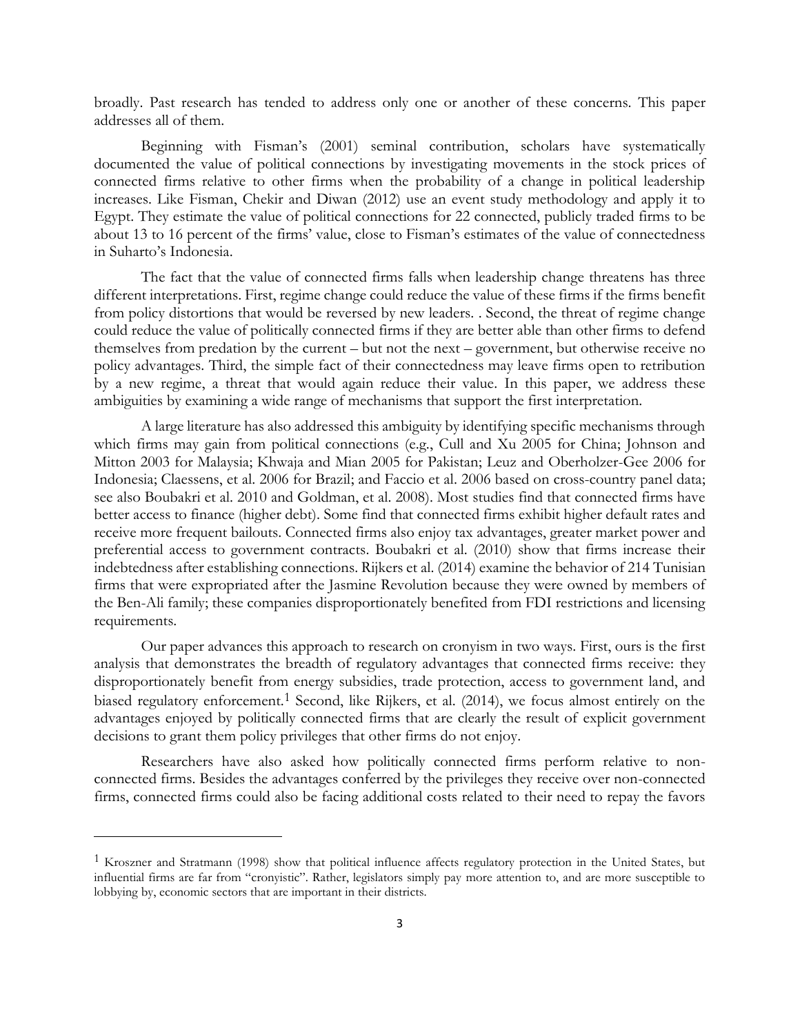broadly. Past research has tended to address only one or another of these concerns. This paper addresses all of them.

Beginning with Fisman's (2001) seminal contribution, scholars have systematically documented the value of political connections by investigating movements in the stock prices of connected firms relative to other firms when the probability of a change in political leadership increases. Like Fisman, Chekir and Diwan (2012) use an event study methodology and apply it to Egypt. They estimate the value of political connections for 22 connected, publicly traded firms to be about 13 to 16 percent of the firms' value, close to Fisman's estimates of the value of connectedness in Suharto's Indonesia.

The fact that the value of connected firms falls when leadership change threatens has three different interpretations. First, regime change could reduce the value of these firms if the firms benefit from policy distortions that would be reversed by new leaders. . Second, the threat of regime change could reduce the value of politically connected firms if they are better able than other firms to defend themselves from predation by the current – but not the next – government, but otherwise receive no policy advantages. Third, the simple fact of their connectedness may leave firms open to retribution by a new regime, a threat that would again reduce their value. In this paper, we address these ambiguities by examining a wide range of mechanisms that support the first interpretation.

A large literature has also addressed this ambiguity by identifying specific mechanisms through which firms may gain from political connections (e.g., Cull and Xu 2005 for China; Johnson and Mitton 2003 for Malaysia; Khwaja and Mian 2005 for Pakistan; Leuz and Oberholzer-Gee 2006 for Indonesia; Claessens, et al. 2006 for Brazil; and Faccio et al. 2006 based on cross-country panel data; see also Boubakri et al. 2010 and Goldman, et al. 2008). Most studies find that connected firms have better access to finance (higher debt). Some find that connected firms exhibit higher default rates and receive more frequent bailouts. Connected firms also enjoy tax advantages, greater market power and preferential access to government contracts. Boubakri et al. (2010) show that firms increase their indebtedness after establishing connections. Rijkers et al. (2014) examine the behavior of 214 Tunisian firms that were expropriated after the Jasmine Revolution because they were owned by members of the Ben-Ali family; these companies disproportionately benefited from FDI restrictions and licensing requirements.

Our paper advances this approach to research on cronyism in two ways. First, ours is the first analysis that demonstrates the breadth of regulatory advantages that connected firms receive: they disproportionately benefit from energy subsidies, trade protection, access to government land, and biased regulatory enforcement.[1] Second, like Rijkers, et al. (2014), we focus almost entirely on the advantages enjoyed by politically connected firms that are clearly the result of explicit government decisions to grant them policy privileges that other firms do not enjoy.

Researchers have also asked how politically connected firms perform relative to non-connected firms. Besides the advantages conferred by the privileges they receive over non-connected firms, connected firms could also be facing additional costs related to their need to repay the favors

---

[1] Kroszner and Stratmann (1998) show that political influence affects regulatory protection in the United States, but influential firms are far from "cronyistic". Rather, legislators simply pay more attention to, and are more susceptible to lobbying by, economic sectors that are important in their districts.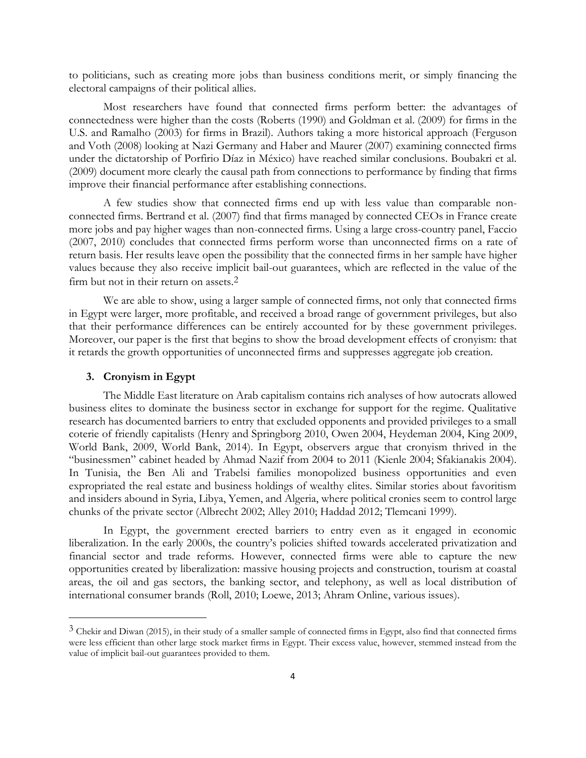to politicians, such as creating more jobs than business conditions merit, or simply financing the electoral campaigns of their political allies.

Most researchers have found that connected firms perform better: the advantages of connectedness were higher than the costs (Roberts (1990) and Goldman et al. (2009) for firms in the U.S. and Ramalho (2003) for firms in Brazil). Authors taking a more historical approach (Ferguson and Voth (2008) looking at Nazi Germany and Haber and Maurer (2007) examining connected firms under the dictatorship of Porfirio Díaz in México) have reached similar conclusions. Boubakri et al. (2009) document more clearly the causal path from connections to performance by finding that firms improve their financial performance after establishing connections.

A few studies show that connected firms end up with less value than comparable non-connected firms. Bertrand et al. (2007) find that firms managed by connected CEOs in France create more jobs and pay higher wages than non-connected firms. Using a large cross-country panel, Faccio (2007, 2010) concludes that connected firms perform worse than unconnected firms on a rate of return basis. Her results leave open the possibility that the connected firms in her sample have higher values because they also receive implicit bail-out guarantees, which are reflected in the value of the firm but not in their return on assets.[2]

We are able to show, using a larger sample of connected firms, not only that connected firms in Egypt were larger, more profitable, and received a broad range of government privileges, but also that their performance differences can be entirely accounted for by these government privileges. Moreover, our paper is the first that begins to show the broad development effects of cronyism: that it retards the growth opportunities of unconnected firms and suppresses aggregate job creation.

## 3. Cronyism in Egypt

The Middle East literature on Arab capitalism contains rich analyses of how autocrats allowed business elites to dominate the business sector in exchange for support for the regime. Qualitative research has documented barriers to entry that excluded opponents and provided privileges to a small coterie of friendly capitalists (Henry and Springborg 2010, Owen 2004, Heydeman 2004, King 2009, World Bank, 2009, World Bank, 2014). In Egypt, observers argue that cronyism thrived in the "businessmen" cabinet headed by Ahmad Nazif from 2004 to 2011 (Kienle 2004; Sfakianakis 2004). In Tunisia, the Ben Ali and Trabelsi families monopolized business opportunities and even expropriated the real estate and business holdings of wealthy elites. Similar stories about favoritism and insiders abound in Syria, Libya, Yemen, and Algeria, where political cronies seem to control large chunks of the private sector (Albrecht 2002; Alley 2010; Haddad 2012; Tlemcani 1999).

In Egypt, the government erected barriers to entry even as it engaged in economic liberalization. In the early 2000s, the country's policies shifted towards accelerated privatization and financial sector and trade reforms. However, connected firms were able to capture the new opportunities created by liberalization: massive housing projects and construction, tourism at coastal areas, the oil and gas sectors, the banking sector, and telephony, as well as local distribution of international consumer brands (Roll, 2010; Loewe, 2013; Ahram Online, various issues).

---

[3] Chekir and Diwan (2015), in their study of a smaller sample of connected firms in Egypt, also find that connected firms were less efficient than other large stock market firms in Egypt. Their excess value, however, stemmed instead from the value of implicit bail-out guarantees provided to them.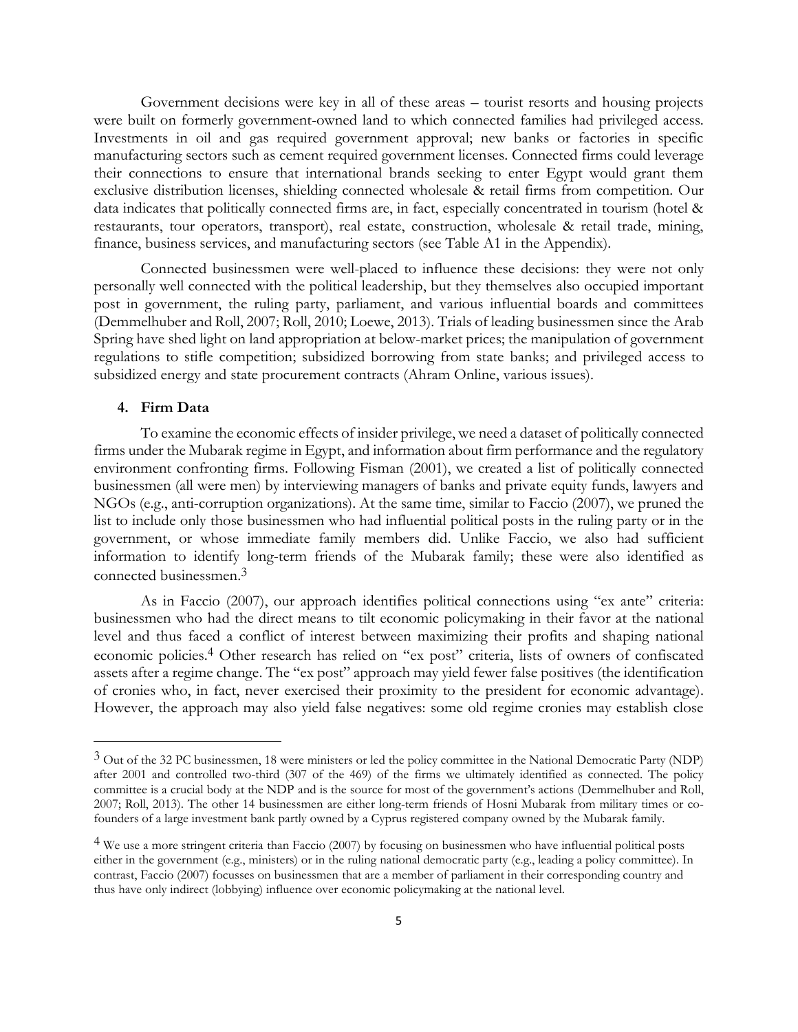Government decisions were key in all of these areas – tourist resorts and housing projects were built on formerly government-owned land to which connected families had privileged access. Investments in oil and gas required government approval; new banks or factories in specific manufacturing sectors such as cement required government licenses. Connected firms could leverage their connections to ensure that international brands seeking to enter Egypt would grant them exclusive distribution licenses, shielding connected wholesale & retail firms from competition. Our data indicates that politically connected firms are, in fact, especially concentrated in tourism (hotel & restaurants, tour operators, transport), real estate, construction, wholesale & retail trade, mining, finance, business services, and manufacturing sectors (see Table A1 in the Appendix).

Connected businessmen were well-placed to influence these decisions: they were not only personally well connected with the political leadership, but they themselves also occupied important post in government, the ruling party, parliament, and various influential boards and committees (Demmelhuber and Roll, 2007; Roll, 2010; Loewe, 2013). Trials of leading businessmen since the Arab Spring have shed light on land appropriation at below-market prices; the manipulation of government regulations to stifle competition; subsidized borrowing from state banks; and privileged access to subsidized energy and state procurement contracts (Ahram Online, various issues).

## 4. Firm Data

To examine the economic effects of insider privilege, we need a dataset of politically connected firms under the Mubarak regime in Egypt, and information about firm performance and the regulatory environment confronting firms. Following Fisman (2001), we created a list of politically connected businessmen (all were men) by interviewing managers of banks and private equity funds, lawyers and NGOs (e.g., anti-corruption organizations). At the same time, similar to Faccio (2007), we pruned the list to include only those businessmen who had influential political posts in the ruling party or in the government, or whose immediate family members did. Unlike Faccio, we also had sufficient information to identify long-term friends of the Mubarak family; these were also identified as connected businessmen.[3]

As in Faccio (2007), our approach identifies political connections using "ex ante" criteria: businessmen who had the direct means to tilt economic policymaking in their favor at the national level and thus faced a conflict of interest between maximizing their profits and shaping national economic policies.[4] Other research has relied on "ex post" criteria, lists of owners of confiscated assets after a regime change. The "ex post" approach may yield fewer false positives (the identification of cronies who, in fact, never exercised their proximity to the president for economic advantage). However, the approach may also yield false negatives: some old regime cronies may establish close

---

[3] Out of the 32 PC businessmen, 18 were ministers or led the policy committee in the National Democratic Party (NDP) after 2001 and controlled two-third (307 of the 469) of the firms we ultimately identified as connected. The policy committee is a crucial body at the NDP and is the source for most of the government's actions (Demmelhuber and Roll, 2007; Roll, 2013). The other 14 businessmen are either long-term friends of Hosni Mubarak from military times or co-founders of a large investment bank partly owned by a Cyprus registered company owned by the Mubarak family.

[4] We use a more stringent criteria than Faccio (2007) by focusing on businessmen who have influential political posts either in the government (e.g., ministers) or in the ruling national democratic party (e.g., leading a policy committee). In contrast, Faccio (2007) focusses on businessmen that are a member of parliament in their corresponding country and thus have only indirect (lobbying) influence over economic policymaking at the national level.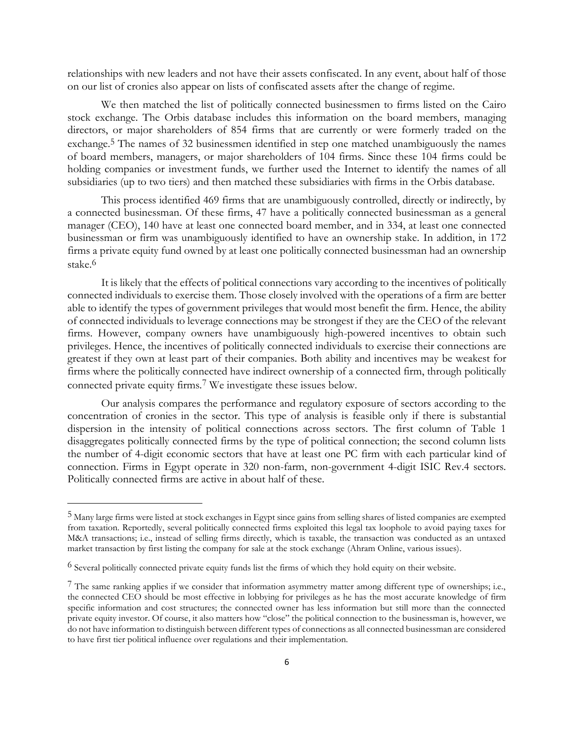relationships with new leaders and not have their assets confiscated. In any event, about half of those on our list of cronies also appear on lists of confiscated assets after the change of regime.

We then matched the list of politically connected businessmen to firms listed on the Cairo stock exchange. The Orbis database includes this information on the board members, managing directors, or major shareholders of 854 firms that are currently or were formerly traded on the exchange.[5] The names of 32 businessmen identified in step one matched unambiguously the names of board members, managers, or major shareholders of 104 firms. Since these 104 firms could be holding companies or investment funds, we further used the Internet to identify the names of all subsidiaries (up to two tiers) and then matched these subsidiaries with firms in the Orbis database.

This process identified 469 firms that are unambiguously controlled, directly or indirectly, by a connected businessman. Of these firms, 47 have a politically connected businessman as a general manager (CEO), 140 have at least one connected board member, and in 334, at least one connected businessman or firm was unambiguously identified to have an ownership stake. In addition, in 172 firms a private equity fund owned by at least one politically connected businessman had an ownership stake.[6]

It is likely that the effects of political connections vary according to the incentives of politically connected individuals to exercise them. Those closely involved with the operations of a firm are better able to identify the types of government privileges that would most benefit the firm. Hence, the ability of connected individuals to leverage connections may be strongest if they are the CEO of the relevant firms. However, company owners have unambiguously high-powered incentives to obtain such privileges. Hence, the incentives of politically connected individuals to exercise their connections are greatest if they own at least part of their companies. Both ability and incentives may be weakest for firms where the politically connected have indirect ownership of a connected firm, through politically connected private equity firms.[7] We investigate these issues below.

Our analysis compares the performance and regulatory exposure of sectors according to the concentration of cronies in the sector. This type of analysis is feasible only if there is substantial dispersion in the intensity of political connections across sectors. The first column of Table 1 disaggregates politically connected firms by the type of political connection; the second column lists the number of 4-digit economic sectors that have at least one PC firm with each particular kind of connection. Firms in Egypt operate in 320 non-farm, non-government 4-digit ISIC Rev.4 sectors. Politically connected firms are active in about half of these.

---

[5] Many large firms were listed at stock exchanges in Egypt since gains from selling shares of listed companies are exempted from taxation. Reportedly, several politically connected firms exploited this legal tax loophole to avoid paying taxes for M&A transactions; i.e., instead of selling firms directly, which is taxable, the transaction was conducted as an untaxed market transaction by first listing the company for sale at the stock exchange (Ahram Online, various issues).

[6] Several politically connected private equity funds list the firms of which they hold equity on their website.

[7] The same ranking applies if we consider that information asymmetry matter among different type of ownerships; i.e., the connected CEO should be most effective in lobbying for privileges as he has the most accurate knowledge of firm specific information and cost structures; the connected owner has less information but still more than the connected private equity investor. Of course, it also matters how "close" the political connection to the businessman is, however, we do not have information to distinguish between different types of connections as all connected businessman are considered to have first tier political influence over regulations and their implementation.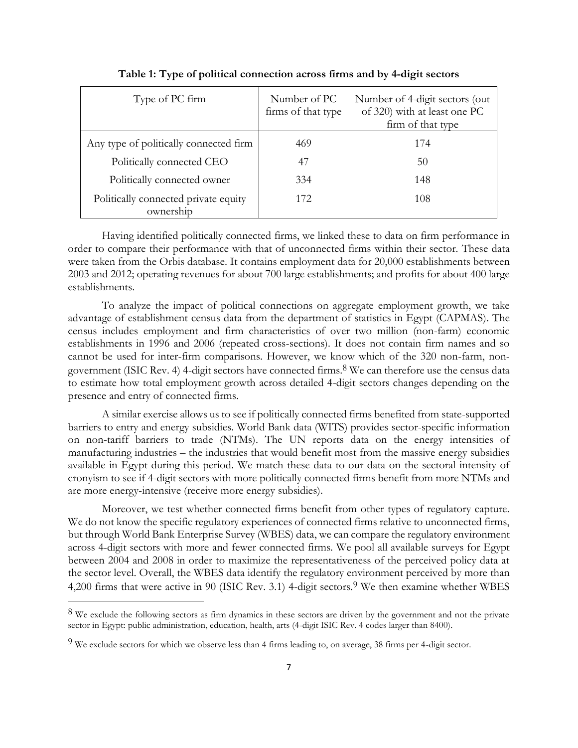**Table 1: Type of political connection across firms and by 4-digit sectors**

| Type of PC firm | Number of PC firms of that type | Number of 4-digit sectors (out of 320) with at least one PC firm of that type |
|---|---|---|
| Any type of politically connected firm | 469 | 174 |
| Politically connected CEO | 47 | 50 |
| Politically connected owner | 334 | 148 |
| Politically connected private equity ownership | 172 | 108 |

Having identified politically connected firms, we linked these to data on firm performance in order to compare their performance with that of unconnected firms within their sector. These data were taken from the Orbis database. It contains employment data for 20,000 establishments between 2003 and 2012; operating revenues for about 700 large establishments; and profits for about 400 large establishments.

To analyze the impact of political connections on aggregate employment growth, we take advantage of establishment census data from the department of statistics in Egypt (CAPMAS). The census includes employment and firm characteristics of over two million (non-farm) economic establishments in 1996 and 2006 (repeated cross-sections). It does not contain firm names and so cannot be used for inter-firm comparisons. However, we know which of the 320 non-farm, non-government (ISIC Rev. 4) 4-digit sectors have connected firms.[8] We can therefore use the census data to estimate how total employment growth across detailed 4-digit sectors changes depending on the presence and entry of connected firms.

A similar exercise allows us to see if politically connected firms benefited from state-supported barriers to entry and energy subsidies. World Bank data (WITS) provides sector-specific information on non-tariff barriers to trade (NTMs). The UN reports data on the energy intensities of manufacturing industries – the industries that would benefit most from the massive energy subsidies available in Egypt during this period. We match these data to our data on the sectoral intensity of cronyism to see if 4-digit sectors with more politically connected firms benefit from more NTMs and are more energy-intensive (receive more energy subsidies).

Moreover, we test whether connected firms benefit from other types of regulatory capture. We do not know the specific regulatory experiences of connected firms relative to unconnected firms, but through World Bank Enterprise Survey (WBES) data, we can compare the regulatory environment across 4-digit sectors with more and fewer connected firms. We pool all available surveys for Egypt between 2004 and 2008 in order to maximize the representativeness of the perceived policy data at the sector level. Overall, the WBES data identify the regulatory environment perceived by more than 4,200 firms that were active in 90 (ISIC Rev. 3.1) 4-digit sectors.[9] We then examine whether WBES

---

[8] We exclude the following sectors as firm dynamics in these sectors are driven by the government and not the private sector in Egypt: public administration, education, health, arts (4-digit ISIC Rev. 4 codes larger than 8400).

[9] We exclude sectors for which we observe less than 4 firms leading to, on average, 38 firms per 4-digit sector.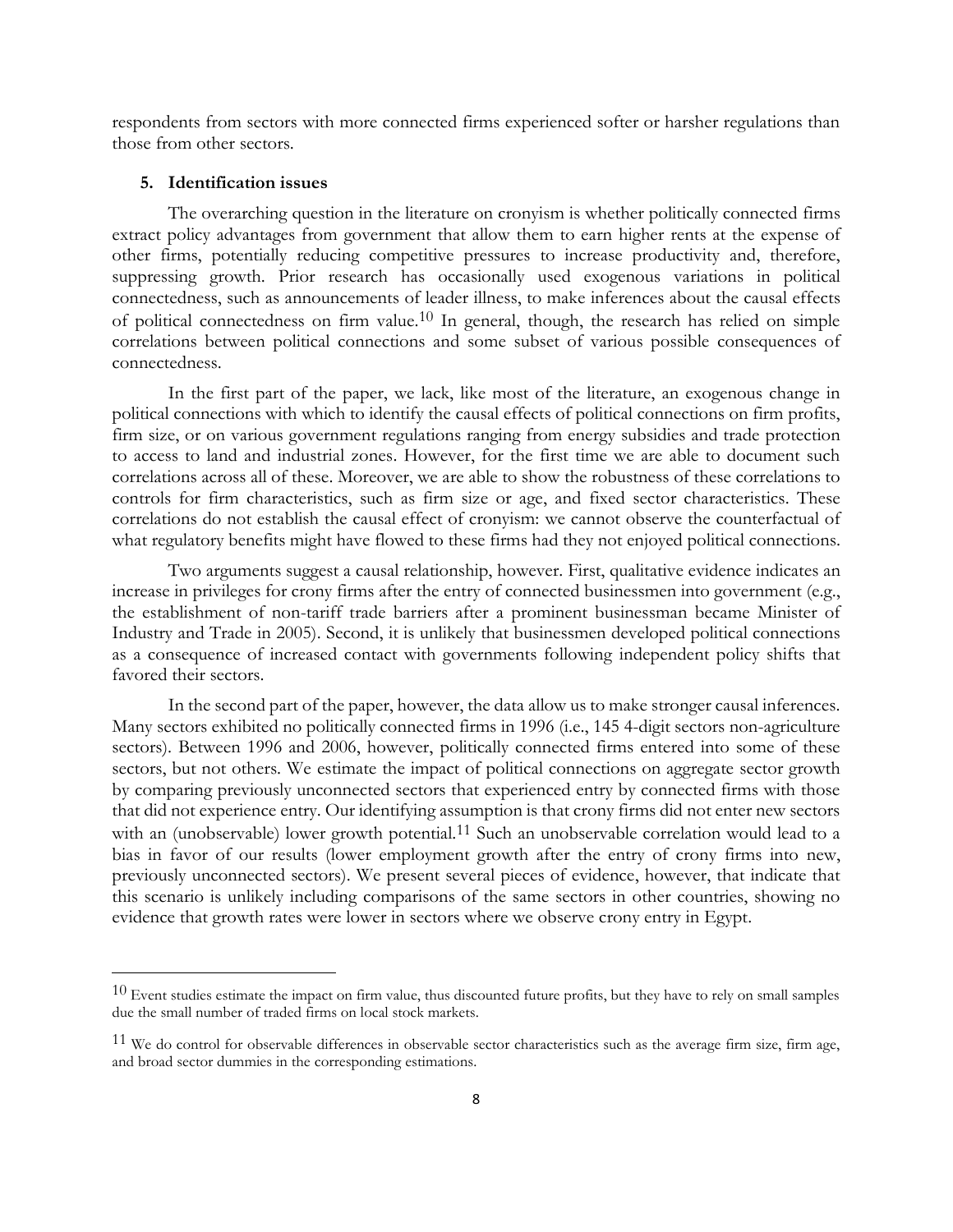respondents from sectors with more connected firms experienced softer or harsher regulations than those from other sectors.

## 5. Identification issues

The overarching question in the literature on cronyism is whether politically connected firms extract policy advantages from government that allow them to earn higher rents at the expense of other firms, potentially reducing competitive pressures to increase productivity and, therefore, suppressing growth. Prior research has occasionally used exogenous variations in political connectedness, such as announcements of leader illness, to make inferences about the causal effects of political connectedness on firm value.[10] In general, though, the research has relied on simple correlations between political connections and some subset of various possible consequences of connectedness.

In the first part of the paper, we lack, like most of the literature, an exogenous change in political connections with which to identify the causal effects of political connections on firm profits, firm size, or on various government regulations ranging from energy subsidies and trade protection to access to land and industrial zones. However, for the first time we are able to document such correlations across all of these. Moreover, we are able to show the robustness of these correlations to controls for firm characteristics, such as firm size or age, and fixed sector characteristics. These correlations do not establish the causal effect of cronyism: we cannot observe the counterfactual of what regulatory benefits might have flowed to these firms had they not enjoyed political connections.

Two arguments suggest a causal relationship, however. First, qualitative evidence indicates an increase in privileges for crony firms after the entry of connected businessmen into government (e.g., the establishment of non-tariff trade barriers after a prominent businessman became Minister of Industry and Trade in 2005). Second, it is unlikely that businessmen developed political connections as a consequence of increased contact with governments following independent policy shifts that favored their sectors.

In the second part of the paper, however, the data allow us to make stronger causal inferences. Many sectors exhibited no politically connected firms in 1996 (i.e., 145 4-digit sectors non-agriculture sectors). Between 1996 and 2006, however, politically connected firms entered into some of these sectors, but not others. We estimate the impact of political connections on aggregate sector growth by comparing previously unconnected sectors that experienced entry by connected firms with those that did not experience entry. Our identifying assumption is that crony firms did not enter new sectors with an (unobservable) lower growth potential.[11] Such an unobservable correlation would lead to a bias in favor of our results (lower employment growth after the entry of crony firms into new, previously unconnected sectors). We present several pieces of evidence, however, that indicate that this scenario is unlikely including comparisons of the same sectors in other countries, showing no evidence that growth rates were lower in sectors where we observe crony entry in Egypt.

---

[10] Event studies estimate the impact on firm value, thus discounted future profits, but they have to rely on small samples due the small number of traded firms on local stock markets.

[11] We do control for observable differences in observable sector characteristics such as the average firm size, firm age, and broad sector dummies in the corresponding estimations.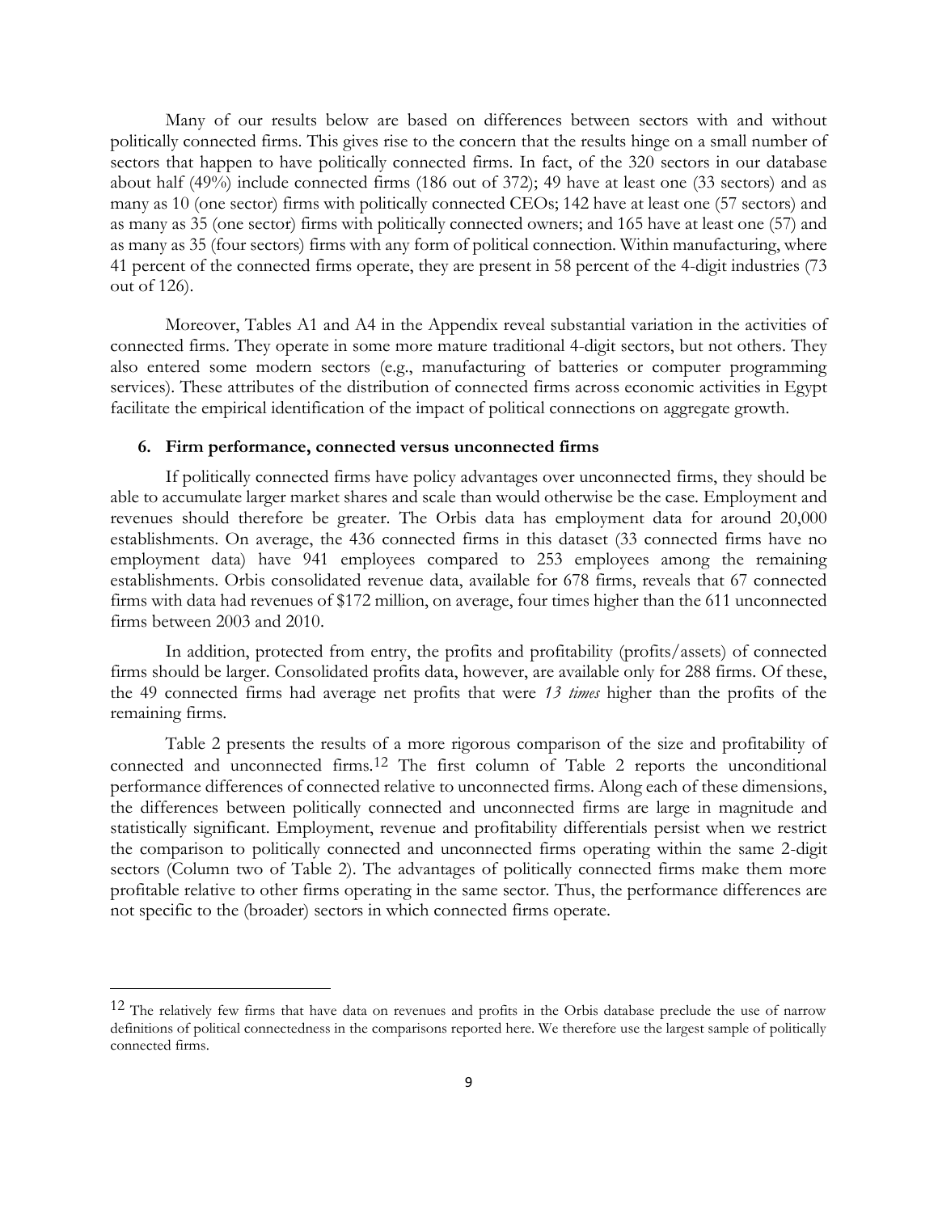Many of our results below are based on differences between sectors with and without politically connected firms. This gives rise to the concern that the results hinge on a small number of sectors that happen to have politically connected firms. In fact, of the 320 sectors in our database about half (49%) include connected firms (186 out of 372); 49 have at least one (33 sectors) and as many as 10 (one sector) firms with politically connected CEOs; 142 have at least one (57 sectors) and as many as 35 (one sector) firms with politically connected owners; and 165 have at least one (57) and as many as 35 (four sectors) firms with any form of political connection. Within manufacturing, where 41 percent of the connected firms operate, they are present in 58 percent of the 4-digit industries (73 out of 126).

Moreover, Tables A1 and A4 in the Appendix reveal substantial variation in the activities of connected firms. They operate in some more mature traditional 4-digit sectors, but not others. They also entered some modern sectors (e.g., manufacturing of batteries or computer programming services). These attributes of the distribution of connected firms across economic activities in Egypt facilitate the empirical identification of the impact of political connections on aggregate growth.

## 6. Firm performance, connected versus unconnected firms

If politically connected firms have policy advantages over unconnected firms, they should be able to accumulate larger market shares and scale than would otherwise be the case. Employment and revenues should therefore be greater. The Orbis data has employment data for around 20,000 establishments. On average, the 436 connected firms in this dataset (33 connected firms have no employment data) have 941 employees compared to 253 employees among the remaining establishments. Orbis consolidated revenue data, available for 678 firms, reveals that 67 connected firms with data had revenues of $172 million, on average, four times higher than the 611 unconnected firms between 2003 and 2010.

In addition, protected from entry, the profits and profitability (profits/assets) of connected firms should be larger. Consolidated profits data, however, are available only for 288 firms. Of these, the 49 connected firms had average net profits that were *13 times* higher than the profits of the remaining firms.

Table 2 presents the results of a more rigorous comparison of the size and profitability of connected and unconnected firms.[12] The first column of Table 2 reports the unconditional performance differences of connected relative to unconnected firms. Along each of these dimensions, the differences between politically connected and unconnected firms are large in magnitude and statistically significant. Employment, revenue and profitability differentials persist when we restrict the comparison to politically connected and unconnected firms operating within the same 2-digit sectors (Column two of Table 2). The advantages of politically connected firms make them more profitable relative to other firms operating in the same sector. Thus, the performance differences are not specific to the (broader) sectors in which connected firms operate.

---

[12] The relatively few firms that have data on revenues and profits in the Orbis database preclude the use of narrow definitions of political connectedness in the comparisons reported here. We therefore use the largest sample of politically connected firms.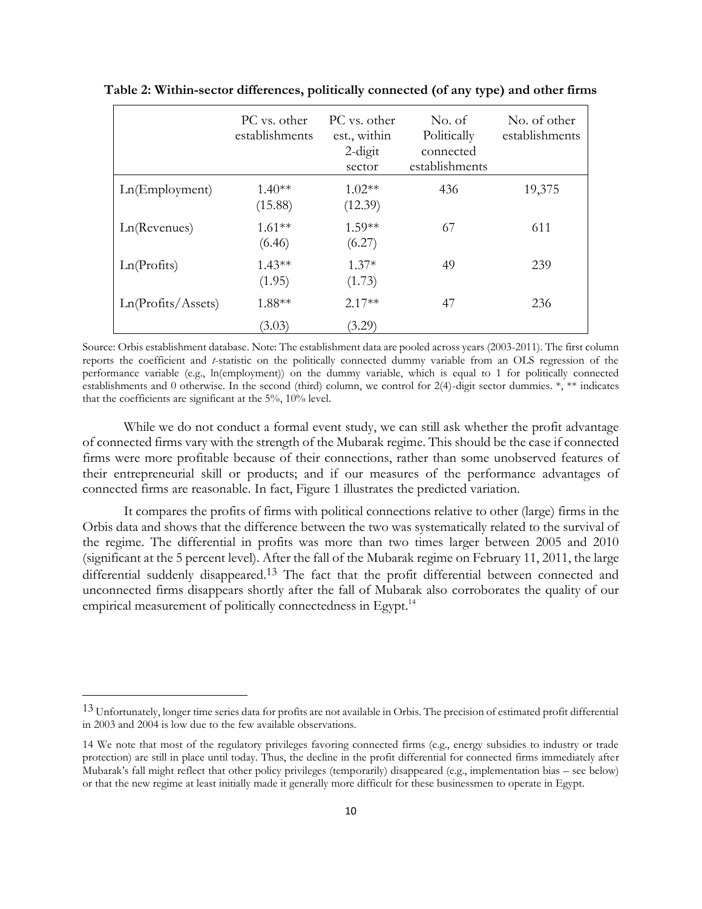**Table 2: Within-sector differences, politically connected (of any type) and other firms**

| | PC vs. other establishments | PC vs. other est., within 2-digit sector | No. of Politically connected establishments | No. of other establishments |
|---|---|---|---|---|
| Ln(Employment) | 1.40** (15.88) | 1.02** (12.39) | 436 | 19,375 |
| Ln(Revenues) | 1.61** (6.46) | 1.59** (6.27) | 67 | 611 |
| Ln(Profits) | 1.43** (1.95) | 1.37* (1.73) | 49 | 239 |
| Ln(Profits/Assets) | 1.88** (3.03) | 2.17** (3.29) | 47 | 236 |

Source: Orbis establishment database. Note: The establishment data are pooled across years (2003-2011). The first column reports the coefficient and *t*-statistic on the politically connected dummy variable from an OLS regression of the performance variable (e.g., ln(employment)) on the dummy variable, which is equal to 1 for politically connected establishments and 0 otherwise. In the second (third) column, we control for 2(4)-digit sector dummies. *, ** indicates that the coefficients are significant at the 5%, 10% level.

While we do not conduct a formal event study, we can still ask whether the profit advantage of connected firms vary with the strength of the Mubarak regime. This should be the case if connected firms were more profitable because of their connections, rather than some unobserved features of their entrepreneurial skill or products; and if our measures of the performance advantages of connected firms are reasonable. In fact, Figure 1 illustrates the predicted variation.

It compares the profits of firms with political connections relative to other (large) firms in the Orbis data and shows that the difference between the two was systematically related to the survival of the regime. The differential in profits was more than two times larger between 2005 and 2010 (significant at the 5 percent level). After the fall of the Mubarak regime on February 11, 2011, the large differential suddenly disappeared.[13] The fact that the profit differential between connected and unconnected firms disappears shortly after the fall of Mubarak also corroborates the quality of our empirical measurement of politically connectedness in Egypt.[14]

[13] Unfortunately, longer time series data for profits are not available in Orbis. The precision of estimated profit differential in 2003 and 2004 is low due to the few available observations.

[14] We note that most of the regulatory privileges favoring connected firms (e.g., energy subsidies to industry or trade protection) are still in place until today. Thus, the decline in the profit differential for connected firms immediately after Mubarak's fall might reflect that other policy privileges (temporarily) disappeared (e.g., implementation bias – see below) or that the new regime at least initially made it generally more difficult for these businessmen to operate in Egypt.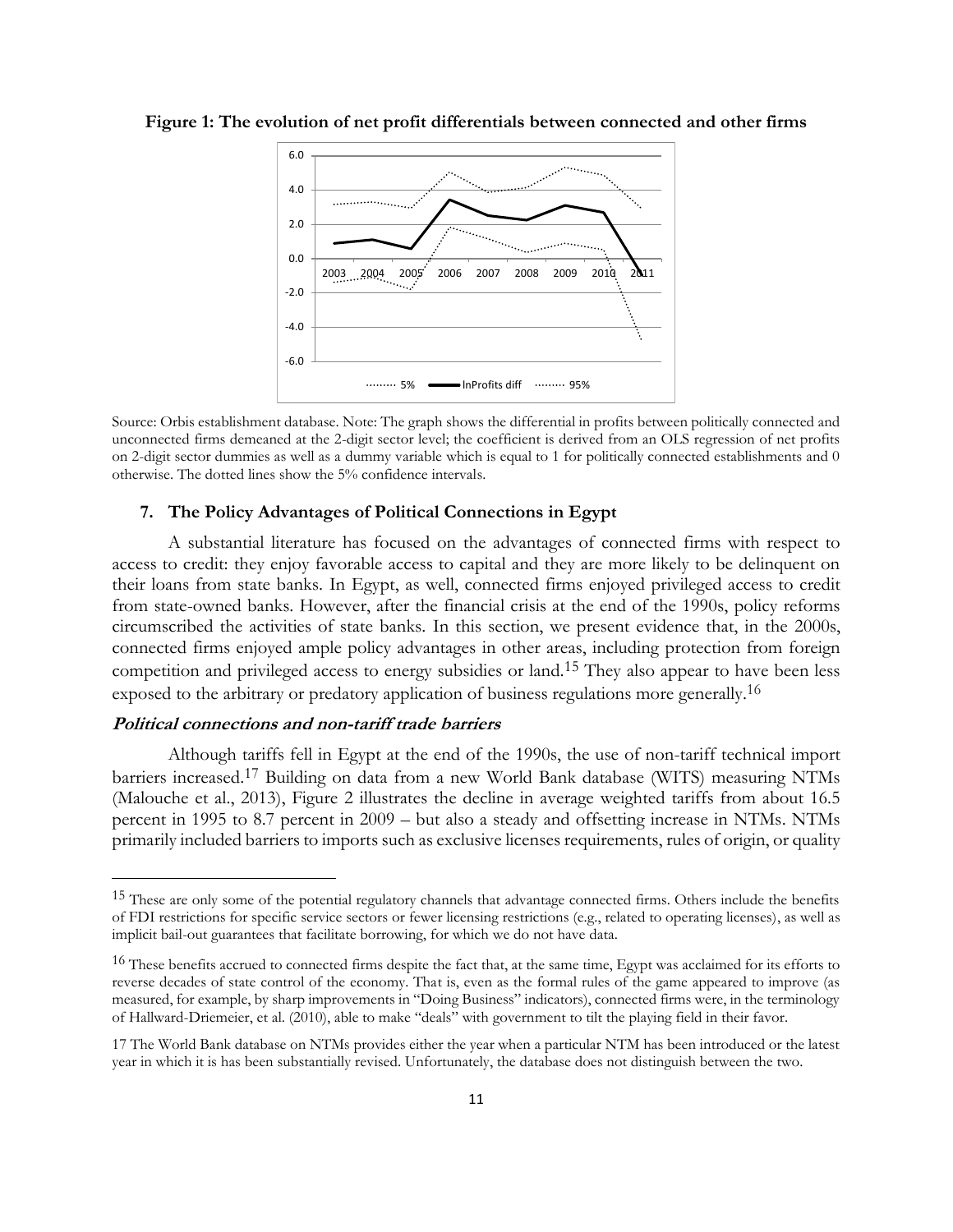**Figure 1: The evolution of net profit differentials between connected and other firms**

Source: Orbis establishment database. Note: The graph shows the differential in profits between politically connected and unconnected firms demeaned at the 2-digit sector level; the coefficient is derived from an OLS regression of net profits on 2-digit sector dummies as well as a dummy variable which is equal to 1 for politically connected establishments and 0 otherwise. The dotted lines show the 5% confidence intervals.

## 7. The Policy Advantages of Political Connections in Egypt

A substantial literature has focused on the advantages of connected firms with respect to access to credit: they enjoy favorable access to capital and they are more likely to be delinquent on their loans from state banks. In Egypt, as well, connected firms enjoyed privileged access to credit from state-owned banks. However, after the financial crisis at the end of the 1990s, policy reforms circumscribed the activities of state banks. In this section, we present evidence that, in the 2000s, connected firms enjoyed ample policy advantages in other areas, including protection from foreign competition and privileged access to energy subsidies or land.[15] They also appear to have been less exposed to the arbitrary or predatory application of business regulations more generally.[16]

### *Political connections and non-tariff trade barriers*

Although tariffs fell in Egypt at the end of the 1990s, the use of non-tariff technical import barriers increased.[17] Building on data from a new World Bank database (WITS) measuring NTMs (Malouche et al., 2013), Figure 2 illustrates the decline in average weighted tariffs from about 16.5 percent in 1995 to 8.7 percent in 2009 – but also a steady and offsetting increase in NTMs. NTMs primarily included barriers to imports such as exclusive licenses requirements, rules of origin, or quality

---

[15] These are only some of the potential regulatory channels that advantage connected firms. Others include the benefits of FDI restrictions for specific service sectors or fewer licensing restrictions (e.g., related to operating licenses), as well as implicit bail-out guarantees that facilitate borrowing, for which we do not have data.

[16] These benefits accrued to connected firms despite the fact that, at the same time, Egypt was acclaimed for its efforts to reverse decades of state control of the economy. That is, even as the formal rules of the game appeared to improve (as measured, for example, by sharp improvements in "Doing Business" indicators), connected firms were, in the terminology of Hallward-Driemeier, et al. (2010), able to make "deals" with government to tilt the playing field in their favor.

[17] The World Bank database on NTMs provides either the year when a particular NTM has been introduced or the latest year in which it is has been substantially revised. Unfortunately, the database does not distinguish between the two.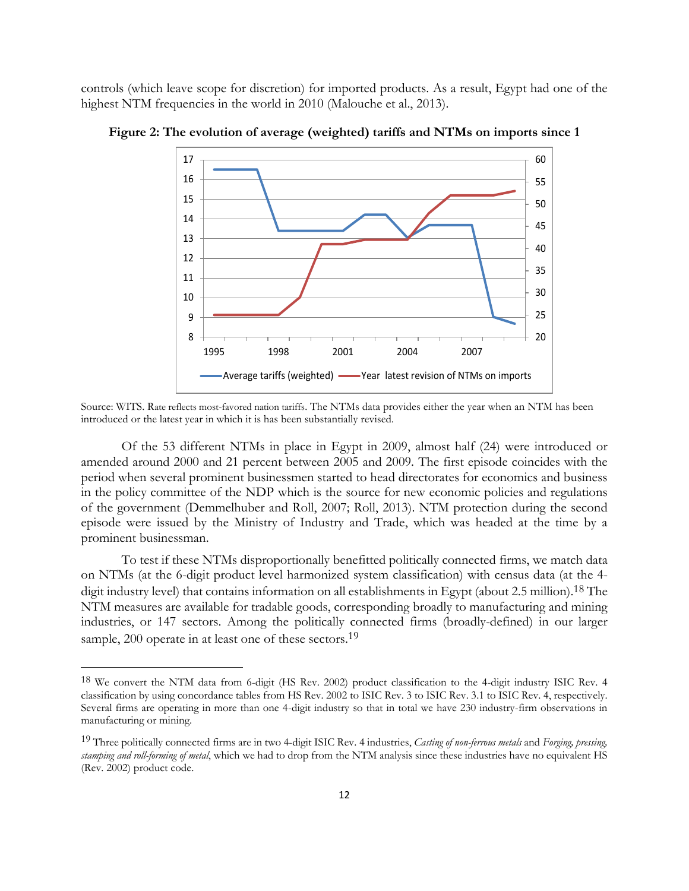controls (which leave scope for discretion) for imported products. As a result, Egypt had one of the highest NTM frequencies in the world in 2010 (Malouche et al., 2013).

**Figure 2: The evolution of average (weighted) tariffs and NTMs on imports since 1**

Source: WITS. Rate reflects most-favored nation tariffs. The NTMs data provides either the year when an NTM has been introduced or the latest year in which it is has been substantially revised.

Of the 53 different NTMs in place in Egypt in 2009, almost half (24) were introduced or amended around 2000 and 21 percent between 2005 and 2009. The first episode coincides with the period when several prominent businessmen started to head directorates for economics and business in the policy committee of the NDP which is the source for new economic policies and regulations of the government (Demmelhuber and Roll, 2007; Roll, 2013). NTM protection during the second episode were issued by the Ministry of Industry and Trade, which was headed at the time by a prominent businessman.

To test if these NTMs disproportionally benefitted politically connected firms, we match data on NTMs (at the 6-digit product level harmonized system classification) with census data (at the 4-digit industry level) that contains information on all establishments in Egypt (about 2.5 million).[18] The NTM measures are available for tradable goods, corresponding broadly to manufacturing and mining industries, or 147 sectors. Among the politically connected firms (broadly-defined) in our larger sample, 200 operate in at least one of these sectors.[19]

[18] We convert the NTM data from 6-digit (HS Rev. 2002) product classification to the 4-digit industry ISIC Rev. 4 classification by using concordance tables from HS Rev. 2002 to ISIC Rev. 3 to ISIC Rev. 3.1 to ISIC Rev. 4, respectively. Several firms are operating in more than one 4-digit industry so that in total we have 230 industry-firm observations in manufacturing or mining.

[19] Three politically connected firms are in two 4-digit ISIC Rev. 4 industries, *Casting of non-ferrous metals* and *Forging, pressing, stamping and roll-forming of metal*, which we had to drop from the NTM analysis since these industries have no equivalent HS (Rev. 2002) product code.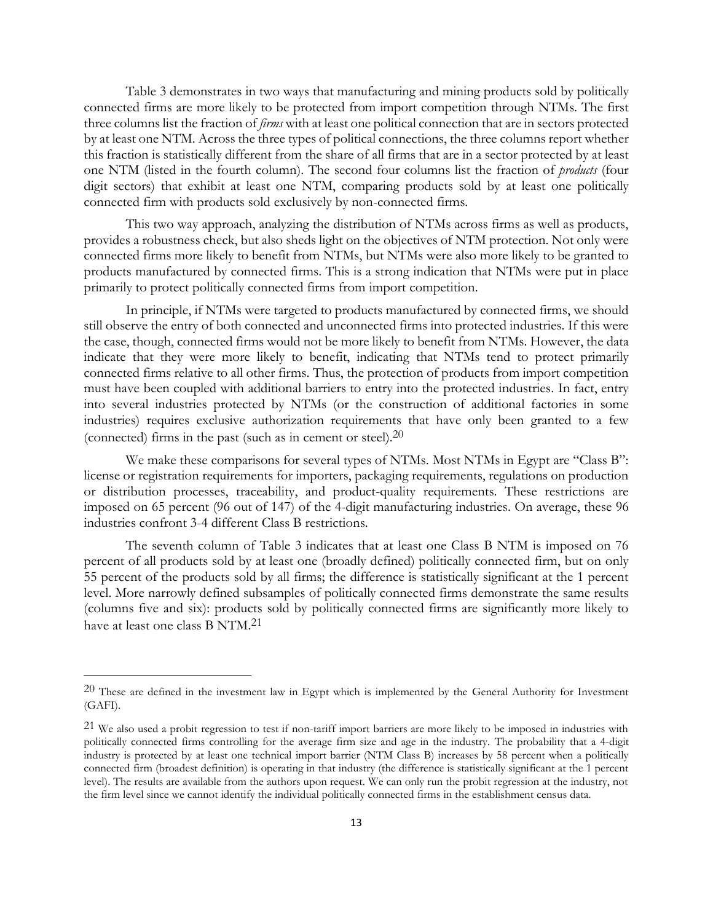Table 3 demonstrates in two ways that manufacturing and mining products sold by politically connected firms are more likely to be protected from import competition through NTMs. The first three columns list the fraction of *firms* with at least one political connection that are in sectors protected by at least one NTM. Across the three types of political connections, the three columns report whether this fraction is statistically different from the share of all firms that are in a sector protected by at least one NTM (listed in the fourth column). The second four columns list the fraction of *products* (four digit sectors) that exhibit at least one NTM, comparing products sold by at least one politically connected firm with products sold exclusively by non-connected firms.

This two way approach, analyzing the distribution of NTMs across firms as well as products, provides a robustness check, but also sheds light on the objectives of NTM protection. Not only were connected firms more likely to benefit from NTMs, but NTMs were also more likely to be granted to products manufactured by connected firms. This is a strong indication that NTMs were put in place primarily to protect politically connected firms from import competition.

In principle, if NTMs were targeted to products manufactured by connected firms, we should still observe the entry of both connected and unconnected firms into protected industries. If this were the case, though, connected firms would not be more likely to benefit from NTMs. However, the data indicate that they were more likely to benefit, indicating that NTMs tend to protect primarily connected firms relative to all other firms. Thus, the protection of products from import competition must have been coupled with additional barriers to entry into the protected industries. In fact, entry into several industries protected by NTMs (or the construction of additional factories in some industries) requires exclusive authorization requirements that have only been granted to a few (connected) firms in the past (such as in cement or steel).[20]

We make these comparisons for several types of NTMs. Most NTMs in Egypt are "Class B": license or registration requirements for importers, packaging requirements, regulations on production or distribution processes, traceability, and product-quality requirements. These restrictions are imposed on 65 percent (96 out of 147) of the 4-digit manufacturing industries. On average, these 96 industries confront 3-4 different Class B restrictions.

The seventh column of Table 3 indicates that at least one Class B NTM is imposed on 76 percent of all products sold by at least one (broadly defined) politically connected firm, but on only 55 percent of the products sold by all firms; the difference is statistically significant at the 1 percent level. More narrowly defined subsamples of politically connected firms demonstrate the same results (columns five and six): products sold by politically connected firms are significantly more likely to have at least one class B NTM.[21]

---

[20] These are defined in the investment law in Egypt which is implemented by the General Authority for Investment (GAFI).

[21] We also used a probit regression to test if non-tariff import barriers are more likely to be imposed in industries with politically connected firms controlling for the average firm size and age in the industry. The probability that a 4-digit industry is protected by at least one technical import barrier (NTM Class B) increases by 58 percent when a politically connected firm (broadest definition) is operating in that industry (the difference is statistically significant at the 1 percent level). The results are available from the authors upon request. We can only run the probit regression at the industry, not the firm level since we cannot identify the individual politically connected firms in the establishment census data.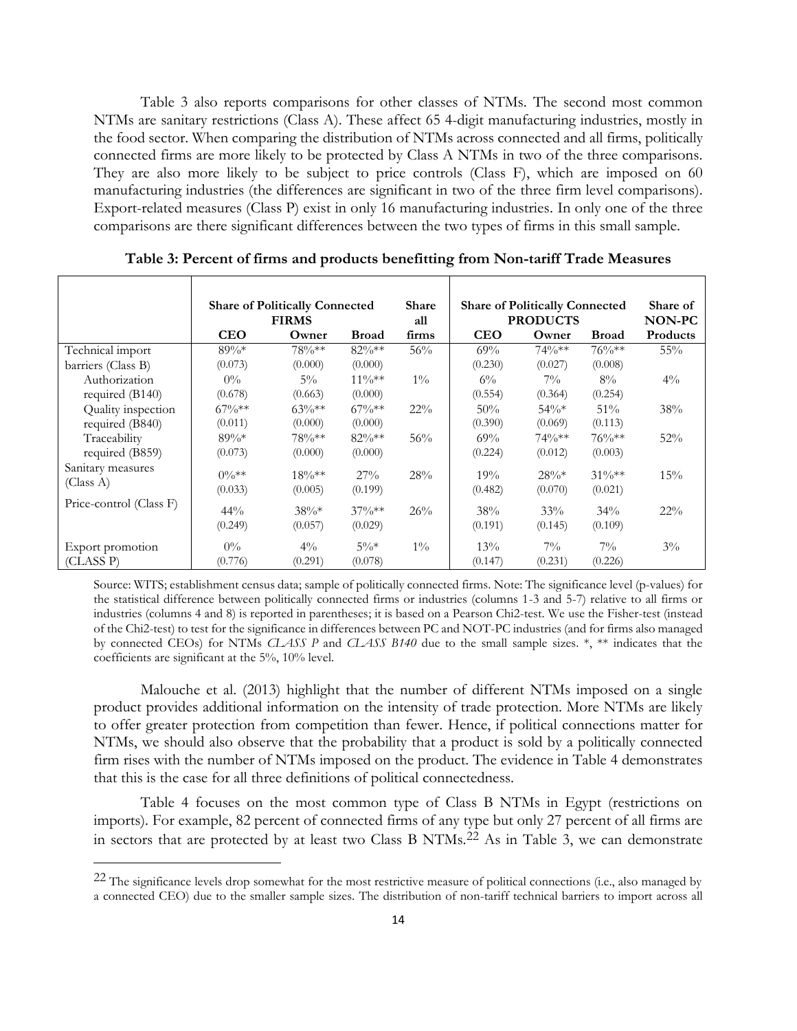Table 3 also reports comparisons for other classes of NTMs. The second most common NTMs are sanitary restrictions (Class A). These affect 65 4-digit manufacturing industries, mostly in the food sector. When comparing the distribution of NTMs across connected and all firms, politically connected firms are more likely to be protected by Class A NTMs in two of the three comparisons. They are also more likely to be subject to price controls (Class F), which are imposed on 60 manufacturing industries (the differences are significant in two of the three firm level comparisons). Export-related measures (Class P) exist in only 16 manufacturing industries. In only one of the three comparisons are there significant differences between the two types of firms in this small sample.

**Table 3: Percent of firms and products benefitting from Non-tariff Trade Measures**

| | Share of Politically Connected FIRMS | | | Share all firms | Share of Politically Connected PRODUCTS | | | Share of NON-PC Products |
|---|---|---|---|---|---|---|---|---|
| | CEO | Owner | Broad | | CEO | Owner | Broad | |
| Technical import barriers (Class B) | 89%* | 78%** | 82%** | 56% | 69% | 74%** | 76%** | 55% |
| | (0.073) | (0.000) | (0.000) | | (0.230) | (0.027) | (0.008) | |
| Authorization required (B140) | 0% | 5% | 11%** | 1% | 6% | 7% | 8% | 4% |
| | (0.678) | (0.663) | (0.000) | | (0.554) | (0.364) | (0.254) | |
| Quality inspection required (B840) | 67%** | 63%** | 67%** | 22% | 50% | 54%* | 51% | 38% |
| | (0.011) | (0.000) | (0.000) | | (0.390) | (0.069) | (0.113) | |
| Traceability required (B859) | 89%* | 78%** | 82%** | 56% | 69% | 74%** | 76%** | 52% |
| | (0.073) | (0.000) | (0.000) | | (0.224) | (0.012) | (0.003) | |
| Sanitary measures (Class A) | 0%** | 18%** | 27% | 28% | 19% | 28%* | 31%** | 15% |
| | (0.033) | (0.005) | (0.199) | | (0.482) | (0.070) | (0.021) | |
| Price-control (Class F) | 44% | 38%* | 37%** | 26% | 38% | 33% | 34% | 22% |
| | (0.249) | (0.057) | (0.029) | | (0.191) | (0.145) | (0.109) | |
| Export promotion (CLASS P) | 0% | 4% | 5%* | 1% | 13% | 7% | 7% | 3% |
| | (0.776) | (0.291) | (0.078) | | (0.147) | (0.231) | (0.226) | |

Source: WITS; establishment census data; sample of politically connected firms. Note: The significance level (p-values) for the statistical difference between politically connected firms or industries (columns 1-3 and 5-7) relative to all firms or industries (columns 4 and 8) is reported in parentheses; it is based on a Pearson Chi2-test. We use the Fisher-test (instead of the Chi2-test) to test for the significance in differences between PC and NOT-PC industries (and for firms also managed by connected CEOs) for NTMs *CLASS P* and *CLASS B140* due to the small sample sizes. *, ** indicates that the coefficients are significant at the 5%, 10% level.

Malouche et al. (2013) highlight that the number of different NTMs imposed on a single product provides additional information on the intensity of trade protection. More NTMs are likely to offer greater protection from competition than fewer. Hence, if political connections matter for NTMs, we should also observe that the probability that a product is sold by a politically connected firm rises with the number of NTMs imposed on the product. The evidence in Table 4 demonstrates that this is the case for all three definitions of political connectedness.

Table 4 focuses on the most common type of Class B NTMs in Egypt (restrictions on imports). For example, 82 percent of connected firms of any type but only 27 percent of all firms are in sectors that are protected by at least two Class B NTMs.[22] As in Table 3, we can demonstrate

[22] The significance levels drop somewhat for the most restrictive measure of political connections (i.e., also managed by a connected CEO) due to the smaller sample sizes. The distribution of non-tariff technical barriers to import across all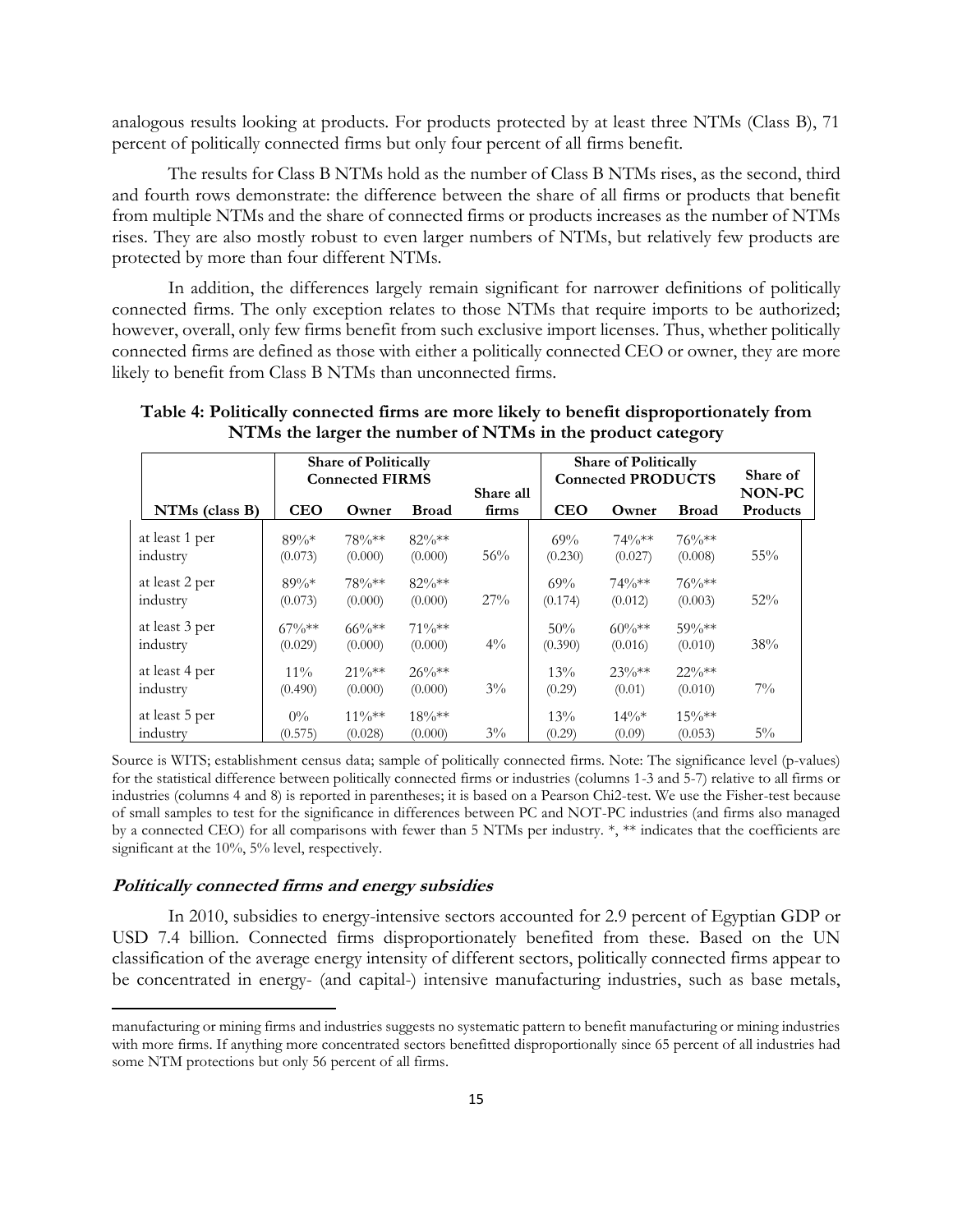analogous results looking at products. For products protected by at least three NTMs (Class B), 71 percent of politically connected firms but only four percent of all firms benefit.

The results for Class B NTMs hold as the number of Class B NTMs rises, as the second, third and fourth rows demonstrate: the difference between the share of all firms or products that benefit from multiple NTMs and the share of connected firms or products increases as the number of NTMs rises. They are also mostly robust to even larger numbers of NTMs, but relatively few products are protected by more than four different NTMs.

In addition, the differences largely remain significant for narrower definitions of politically connected firms. The only exception relates to those NTMs that require imports to be authorized; however, overall, only few firms benefit from such exclusive import licenses. Thus, whether politically connected firms are defined as those with either a politically connected CEO or owner, they are more likely to benefit from Class B NTMs than unconnected firms.

**Table 4: Politically connected firms are more likely to benefit disproportionately from NTMs the larger the number of NTMs in the product category**

| | Share of Politically Connected FIRMS | | | Share all firms | Share of Politically Connected PRODUCTS | | | Share of NON-PC Products |
|---|---|---|---|---|---|---|---|---|
| NTMs (class B) | CEO | Owner | Broad | | CEO | Owner | Broad | |
| at least 1 per industry | 89%* (0.073) | 78%** (0.000) | 82%** (0.000) | 56% | 69% (0.230) | 74%** (0.027) | 76%** (0.008) | 55% |
| at least 2 per industry | 89%* (0.073) | 78%** (0.000) | 82%** (0.000) | 27% | 69% (0.174) | 74%** (0.012) | 76%** (0.003) | 52% |
| at least 3 per industry | 67%** (0.029) | 66%** (0.000) | 71%** (0.000) | 4% | 50% (0.390) | 60%** (0.016) | 59%** (0.010) | 38% |
| at least 4 per industry | 11% (0.490) | 21%** (0.000) | 26%** (0.000) | 3% | 13% (0.29) | 23%** (0.01) | 22%** (0.010) | 7% |
| at least 5 per industry | 0% (0.575) | 11%** (0.028) | 18%** (0.000) | 3% | 13% (0.29) | 14%* (0.09) | 15%** (0.053) | 5% |

Source is WITS; establishment census data; sample of politically connected firms. Note: The significance level (p-values) for the statistical difference between politically connected firms or industries (columns 1-3 and 5-7) relative to all firms or industries (columns 4 and 8) is reported in parentheses; it is based on a Pearson Chi2-test. We use the Fisher-test because of small samples to test for the significance in differences between PC and NOT-PC industries (and firms also managed by a connected CEO) for all comparisons with fewer than 5 NTMs per industry. *, ** indicates that the coefficients are significant at the 10%, 5% level, respectively.

### *Politically connected firms and energy subsidies*

In 2010, subsidies to energy-intensive sectors accounted for 2.9 percent of Egyptian GDP or USD 7.4 billion. Connected firms disproportionately benefited from these. Based on the UN classification of the average energy intensity of different sectors, politically connected firms appear to be concentrated in energy- (and capital-) intensive manufacturing industries, such as base metals,

manufacturing or mining firms and industries suggests no systematic pattern to benefit manufacturing or mining industries with more firms. If anything more concentrated sectors benefitted disproportionally since 65 percent of all industries had some NTM protections but only 56 percent of all firms.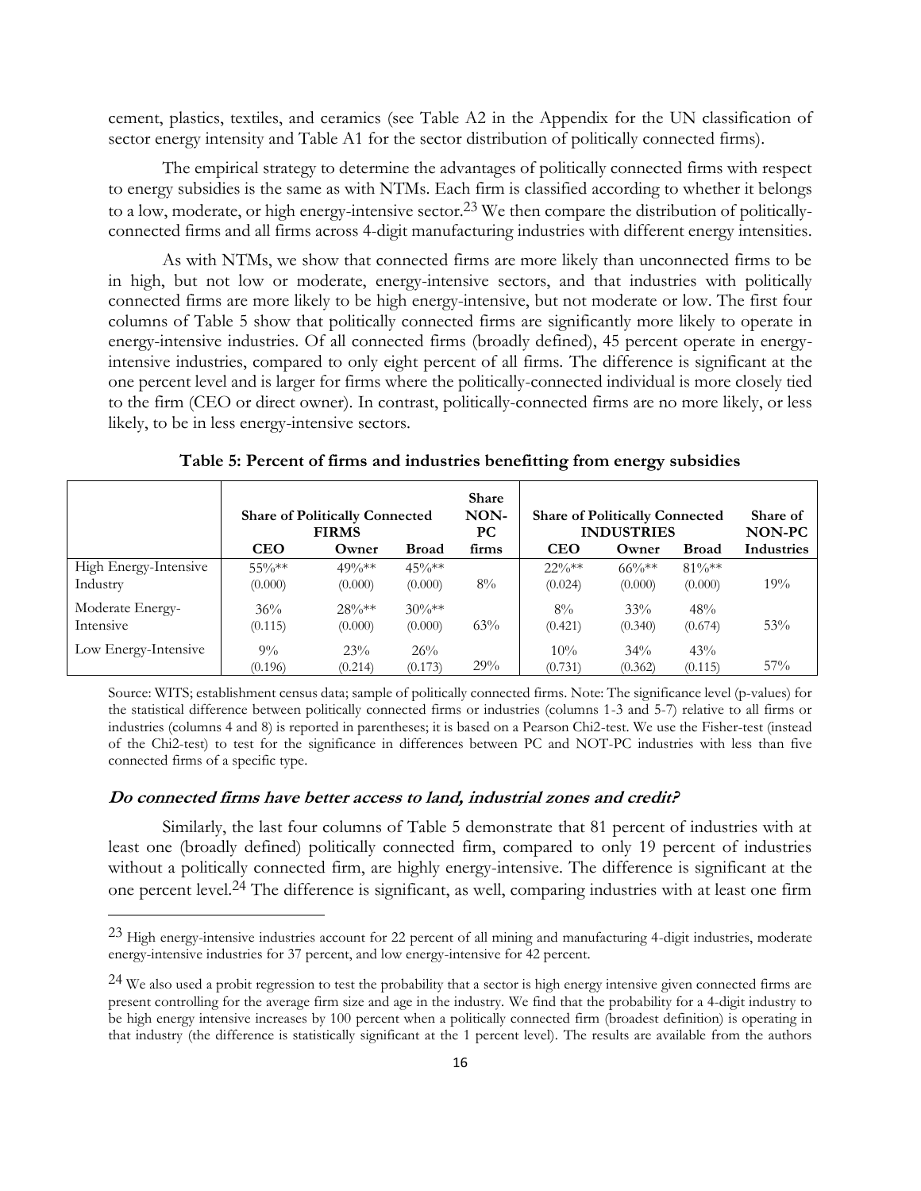cement, plastics, textiles, and ceramics (see Table A2 in the Appendix for the UN classification of sector energy intensity and Table A1 for the sector distribution of politically connected firms).

The empirical strategy to determine the advantages of politically connected firms with respect to energy subsidies is the same as with NTMs. Each firm is classified according to whether it belongs to a low, moderate, or high energy-intensive sector.[23] We then compare the distribution of politically-connected firms and all firms across 4-digit manufacturing industries with different energy intensities.

As with NTMs, we show that connected firms are more likely than unconnected firms to be in high, but not low or moderate, energy-intensive sectors, and that industries with politically connected firms are more likely to be high energy-intensive, but not moderate or low. The first four columns of Table 5 show that politically connected firms are significantly more likely to operate in energy-intensive industries. Of all connected firms (broadly defined), 45 percent operate in energy-intensive industries, compared to only eight percent of all firms. The difference is significant at the one percent level and is larger for firms where the politically-connected individual is more closely tied to the firm (CEO or direct owner). In contrast, politically-connected firms are no more likely, or less likely, to be in less energy-intensive sectors.

**Table 5: Percent of firms and industries benefitting from energy subsidies**

| | Share of Politically Connected FIRMS | | | Share NON-PC | Share of Politically Connected INDUSTRIES | | | Share of NON-PC |
|---|---|---|---|---|---|---|---|---|
| | CEO | Owner | Broad | firms | CEO | Owner | Broad | Industries |
| High Energy-Intensive Industry | 55%** (0.000) | 49%** (0.000) | 45%** (0.000) | 8% | 22%** (0.024) | 66%** (0.000) | 81%** (0.000) | 19% |
| Moderate Energy-Intensive | 36% (0.115) | 28%** (0.000) | 30%** (0.000) | 63% | 8% (0.421) | 33% (0.340) | 48% (0.674) | 53% |
| Low Energy-Intensive | 9% (0.196) | 23% (0.214) | 26% (0.173) | 29% | 10% (0.731) | 34% (0.362) | 43% (0.115) | 57% |

Source: WITS; establishment census data; sample of politically connected firms. Note: The significance level (p-values) for the statistical difference between politically connected firms or industries (columns 1-3 and 5-7) relative to all firms or industries (columns 4 and 8) is reported in parentheses; it is based on a Pearson Chi2-test. We use the Fisher-test (instead of the Chi2-test) to test for the significance in differences between PC and NOT-PC industries with less than five connected firms of a specific type.

### *Do connected firms have better access to land, industrial zones and credit?*

Similarly, the last four columns of Table 5 demonstrate that 81 percent of industries with at least one (broadly defined) politically connected firm, compared to only 19 percent of industries without a politically connected firm, are highly energy-intensive. The difference is significant at the one percent level.[24] The difference is significant, as well, comparing industries with at least one firm

[23] High energy-intensive industries account for 22 percent of all mining and manufacturing 4-digit industries, moderate energy-intensive industries for 37 percent, and low energy-intensive for 42 percent.

[24] We also used a probit regression to test the probability that a sector is high energy intensive given connected firms are present controlling for the average firm size and age in the industry. We find that the probability for a 4-digit industry to be high energy intensive increases by 100 percent when a politically connected firm (broadest definition) is operating in that industry (the difference is statistically significant at the 1 percent level). The results are available from the authors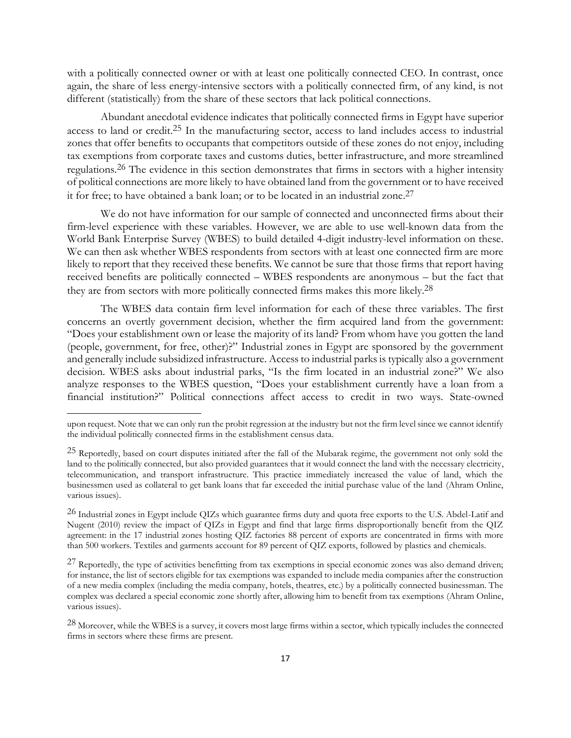with a politically connected owner or with at least one politically connected CEO. In contrast, once again, the share of less energy-intensive sectors with a politically connected firm, of any kind, is not different (statistically) from the share of these sectors that lack political connections.

Abundant anecdotal evidence indicates that politically connected firms in Egypt have superior access to land or credit.[25] In the manufacturing sector, access to land includes access to industrial zones that offer benefits to occupants that competitors outside of these zones do not enjoy, including tax exemptions from corporate taxes and customs duties, better infrastructure, and more streamlined regulations.[26] The evidence in this section demonstrates that firms in sectors with a higher intensity of political connections are more likely to have obtained land from the government or to have received it for free; to have obtained a bank loan; or to be located in an industrial zone.[27]

We do not have information for our sample of connected and unconnected firms about their firm-level experience with these variables. However, we are able to use well-known data from the World Bank Enterprise Survey (WBES) to build detailed 4-digit industry-level information on these. We can then ask whether WBES respondents from sectors with at least one connected firm are more likely to report that they received these benefits. We cannot be sure that those firms that report having received benefits are politically connected – WBES respondents are anonymous – but the fact that they are from sectors with more politically connected firms makes this more likely.[28]

The WBES data contain firm level information for each of these three variables. The first concerns an overtly government decision, whether the firm acquired land from the government: "Does your establishment own or lease the majority of its land? From whom have you gotten the land (people, government, for free, other)?" Industrial zones in Egypt are sponsored by the government and generally include subsidized infrastructure. Access to industrial parks is typically also a government decision. WBES asks about industrial parks, "Is the firm located in an industrial zone?" We also analyze responses to the WBES question, "Does your establishment currently have a loan from a financial institution?" Political connections affect access to credit in two ways. State-owned

---

upon request. Note that we can only run the probit regression at the industry but not the firm level since we cannot identify the individual politically connected firms in the establishment census data.

[25] Reportedly, based on court disputes initiated after the fall of the Mubarak regime, the government not only sold the land to the politically connected, but also provided guarantees that it would connect the land with the necessary electricity, telecommunication, and transport infrastructure. This practice immediately increased the value of land, which the businessmen used as collateral to get bank loans that far exceeded the initial purchase value of the land (Ahram Online, various issues).

[26] Industrial zones in Egypt include QIZs which guarantee firms duty and quota free exports to the U.S. Abdel-Latif and Nugent (2010) review the impact of QIZs in Egypt and find that large firms disproportionally benefit from the QIZ agreement: in the 17 industrial zones hosting QIZ factories 88 percent of exports are concentrated in firms with more than 500 workers. Textiles and garments account for 89 percent of QIZ exports, followed by plastics and chemicals.

[27] Reportedly, the type of activities benefitting from tax exemptions in special economic zones was also demand driven; for instance, the list of sectors eligible for tax exemptions was expanded to include media companies after the construction of a new media complex (including the media company, hotels, theatres, etc.) by a politically connected businessman. The complex was declared a special economic zone shortly after, allowing him to benefit from tax exemptions (Ahram Online, various issues).

[28] Moreover, while the WBES is a survey, it covers most large firms within a sector, which typically includes the connected firms in sectors where these firms are present.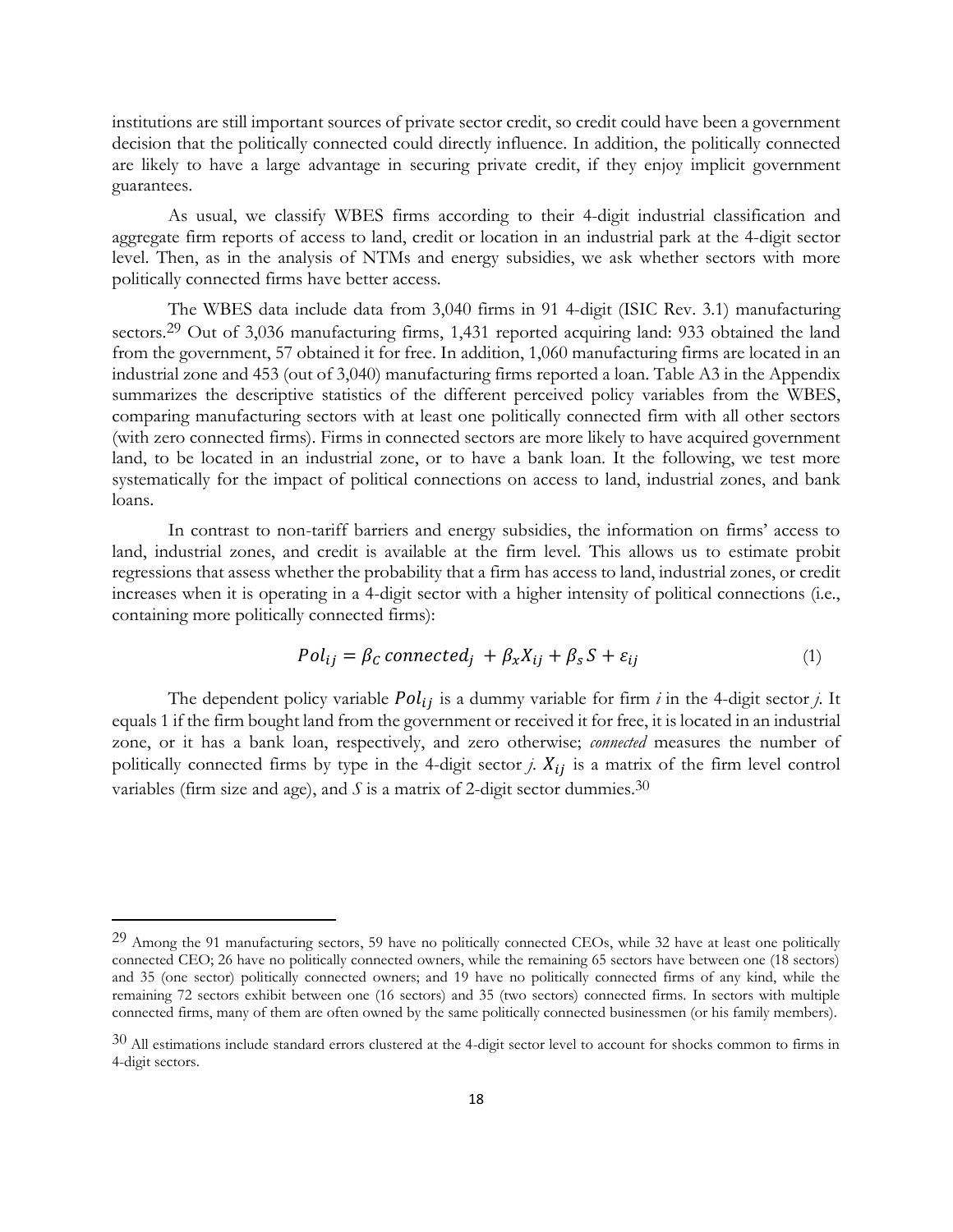institutions are still important sources of private sector credit, so credit could have been a government decision that the politically connected could directly influence. In addition, the politically connected are likely to have a large advantage in securing private credit, if they enjoy implicit government guarantees.

As usual, we classify WBES firms according to their 4-digit industrial classification and aggregate firm reports of access to land, credit or location in an industrial park at the 4-digit sector level. Then, as in the analysis of NTMs and energy subsidies, we ask whether sectors with more politically connected firms have better access.

The WBES data include data from 3,040 firms in 91 4-digit (ISIC Rev. 3.1) manufacturing sectors.[29] Out of 3,036 manufacturing firms, 1,431 reported acquiring land: 933 obtained the land from the government, 57 obtained it for free. In addition, 1,060 manufacturing firms are located in an industrial zone and 453 (out of 3,040) manufacturing firms reported a loan. Table A3 in the Appendix summarizes the descriptive statistics of the different perceived policy variables from the WBES, comparing manufacturing sectors with at least one politically connected firm with all other sectors (with zero connected firms). Firms in connected sectors are more likely to have acquired government land, to be located in an industrial zone, or to have a bank loan. It the following, we test more systematically for the impact of political connections on access to land, industrial zones, and bank loans.

In contrast to non-tariff barriers and energy subsidies, the information on firms' access to land, industrial zones, and credit is available at the firm level. This allows us to estimate probit regressions that assess whether the probability that a firm has access to land, industrial zones, or credit increases when it is operating in a 4-digit sector with a higher intensity of political connections (i.e., containing more politically connected firms):

$$Pol_{ij} = \beta_C \, connected_j + \beta_x X_{ij} + \beta_s S + \varepsilon_{ij} \tag{1}$$

The dependent policy variable $Pol_{ij}$ is a dummy variable for firm *i* in the 4-digit sector *j*. It equals 1 if the firm bought land from the government or received it for free, it is located in an industrial zone, or it has a bank loan, respectively, and zero otherwise; *connected* measures the number of politically connected firms by type in the 4-digit sector *j*. $X_{ij}$ is a matrix of the firm level control variables (firm size and age), and $S$ is a matrix of 2-digit sector dummies.[30]

---

[29] Among the 91 manufacturing sectors, 59 have no politically connected CEOs, while 32 have at least one politically connected CEO; 26 have no politically connected owners, while the remaining 65 sectors have between one (18 sectors) and 35 (one sector) politically connected owners; and 19 have no politically connected firms of any kind, while the remaining 72 sectors exhibit between one (16 sectors) and 35 (two sectors) connected firms. In sectors with multiple connected firms, many of them are often owned by the same politically connected businessmen (or his family members).

[30] All estimations include standard errors clustered at the 4-digit sector level to account for shocks common to firms in 4-digit sectors.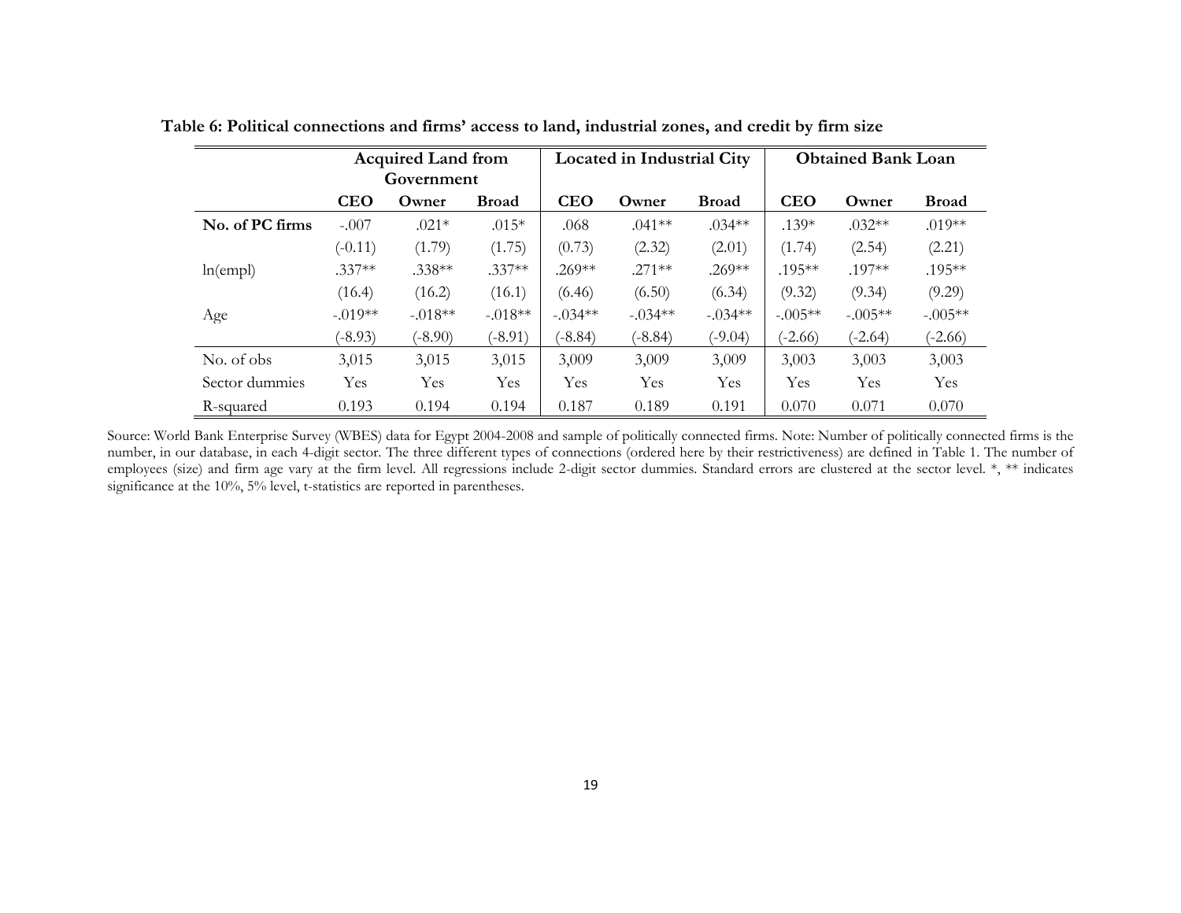**Table 6: Political connections and firms' access to land, industrial zones, and credit by firm size**

| | Acquired Land from Government | | | Located in Industrial City | | | Obtained Bank Loan | | |
|---|---|---|---|---|---|---|---|---|---|
| | **CEO** | **Owner** | **Broad** | **CEO** | **Owner** | **Broad** | **CEO** | **Owner** | **Broad** |
| **No. of PC firms** | -.007 | .021* | .015* | .068 | .041** | .034** | .139* | .032** | .019** |
| | (-0.11) | (1.79) | (1.75) | (0.73) | (2.32) | (2.01) | (1.74) | (2.54) | (2.21) |
| ln(empl) | .337** | .338** | .337** | .269** | .271** | .269** | .195** | .197** | .195** |
| | (16.4) | (16.2) | (16.1) | (6.46) | (6.50) | (6.34) | (9.32) | (9.34) | (9.29) |
| Age | -.019** | -.018** | -.018** | -.034** | -.034** | -.034** | -.005** | -.005** | -.005** |
| | (-8.93) | (-8.90) | (-8.91) | (-8.84) | (-8.84) | (-9.04) | (-2.66) | (-2.64) | (-2.66) |
| No. of obs | 3,015 | 3,015 | 3,015 | 3,009 | 3,009 | 3,009 | 3,003 | 3,003 | 3,003 |
| Sector dummies | Yes | Yes | Yes | Yes | Yes | Yes | Yes | Yes | Yes |
| R-squared | 0.193 | 0.194 | 0.194 | 0.187 | 0.189 | 0.191 | 0.070 | 0.071 | 0.070 |

Source: World Bank Enterprise Survey (WBES) data for Egypt 2004-2008 and sample of politically connected firms. Note: Number of politically connected firms is the number, in our database, in each 4-digit sector. The three different types of connections (ordered here by their restrictiveness) are defined in Table 1. The number of employees (size) and firm age vary at the firm level. All regressions include 2-digit sector dummies. Standard errors are clustered at the sector level. *, ** indicates significance at the 10%, 5% level, t-statistics are reported in parentheses.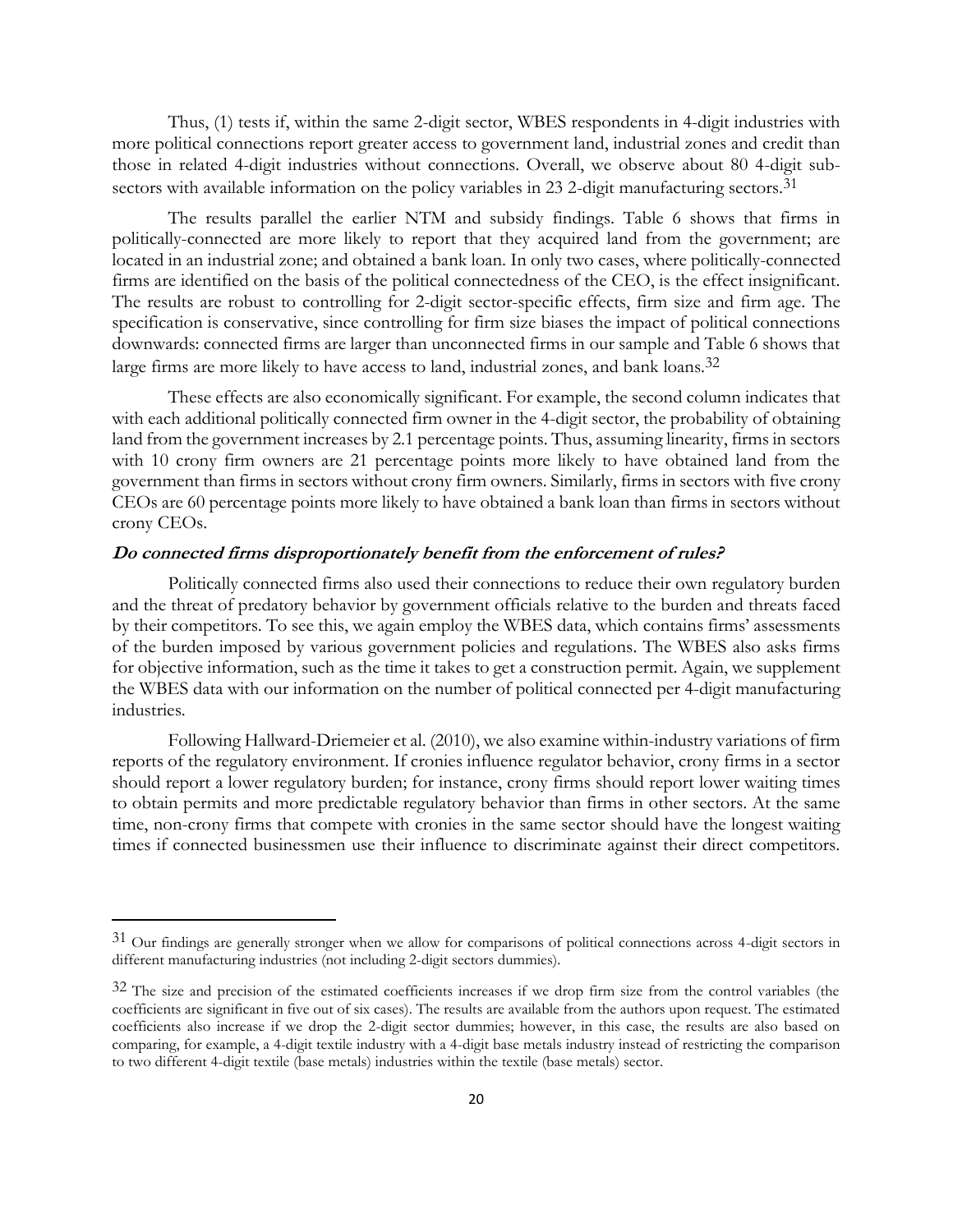Thus, (1) tests if, within the same 2-digit sector, WBES respondents in 4-digit industries with more political connections report greater access to government land, industrial zones and credit than those in related 4-digit industries without connections. Overall, we observe about 80 4-digit sub-sectors with available information on the policy variables in 23 2-digit manufacturing sectors.[31]

The results parallel the earlier NTM and subsidy findings. Table 6 shows that firms in politically-connected are more likely to report that they acquired land from the government; are located in an industrial zone; and obtained a bank loan. In only two cases, where politically-connected firms are identified on the basis of the political connectedness of the CEO, is the effect insignificant. The results are robust to controlling for 2-digit sector-specific effects, firm size and firm age. The specification is conservative, since controlling for firm size biases the impact of political connections downwards: connected firms are larger than unconnected firms in our sample and Table 6 shows that large firms are more likely to have access to land, industrial zones, and bank loans.[32]

These effects are also economically significant. For example, the second column indicates that with each additional politically connected firm owner in the 4-digit sector, the probability of obtaining land from the government increases by 2.1 percentage points. Thus, assuming linearity, firms in sectors with 10 crony firm owners are 21 percentage points more likely to have obtained land from the government than firms in sectors without crony firm owners. Similarly, firms in sectors with five crony CEOs are 60 percentage points more likely to have obtained a bank loan than firms in sectors without crony CEOs.

***Do connected firms disproportionately benefit from the enforcement of rules?***

Politically connected firms also used their connections to reduce their own regulatory burden and the threat of predatory behavior by government officials relative to the burden and threats faced by their competitors. To see this, we again employ the WBES data, which contains firms' assessments of the burden imposed by various government policies and regulations. The WBES also asks firms for objective information, such as the time it takes to get a construction permit. Again, we supplement the WBES data with our information on the number of political connected per 4-digit manufacturing industries.

Following Hallward-Driemeier et al. (2010), we also examine within-industry variations of firm reports of the regulatory environment. If cronies influence regulator behavior, crony firms in a sector should report a lower regulatory burden; for instance, crony firms should report lower waiting times to obtain permits and more predictable regulatory behavior than firms in other sectors. At the same time, non-crony firms that compete with cronies in the same sector should have the longest waiting times if connected businessmen use their influence to discriminate against their direct competitors.

---

[31] Our findings are generally stronger when we allow for comparisons of political connections across 4-digit sectors in different manufacturing industries (not including 2-digit sectors dummies).

[32] The size and precision of the estimated coefficients increases if we drop firm size from the control variables (the coefficients are significant in five out of six cases). The results are available from the authors upon request. The estimated coefficients also increase if we drop the 2-digit sector dummies; however, in this case, the results are also based on comparing, for example, a 4-digit textile industry with a 4-digit base metals industry instead of restricting the comparison to two different 4-digit textile (base metals) industries within the textile (base metals) sector.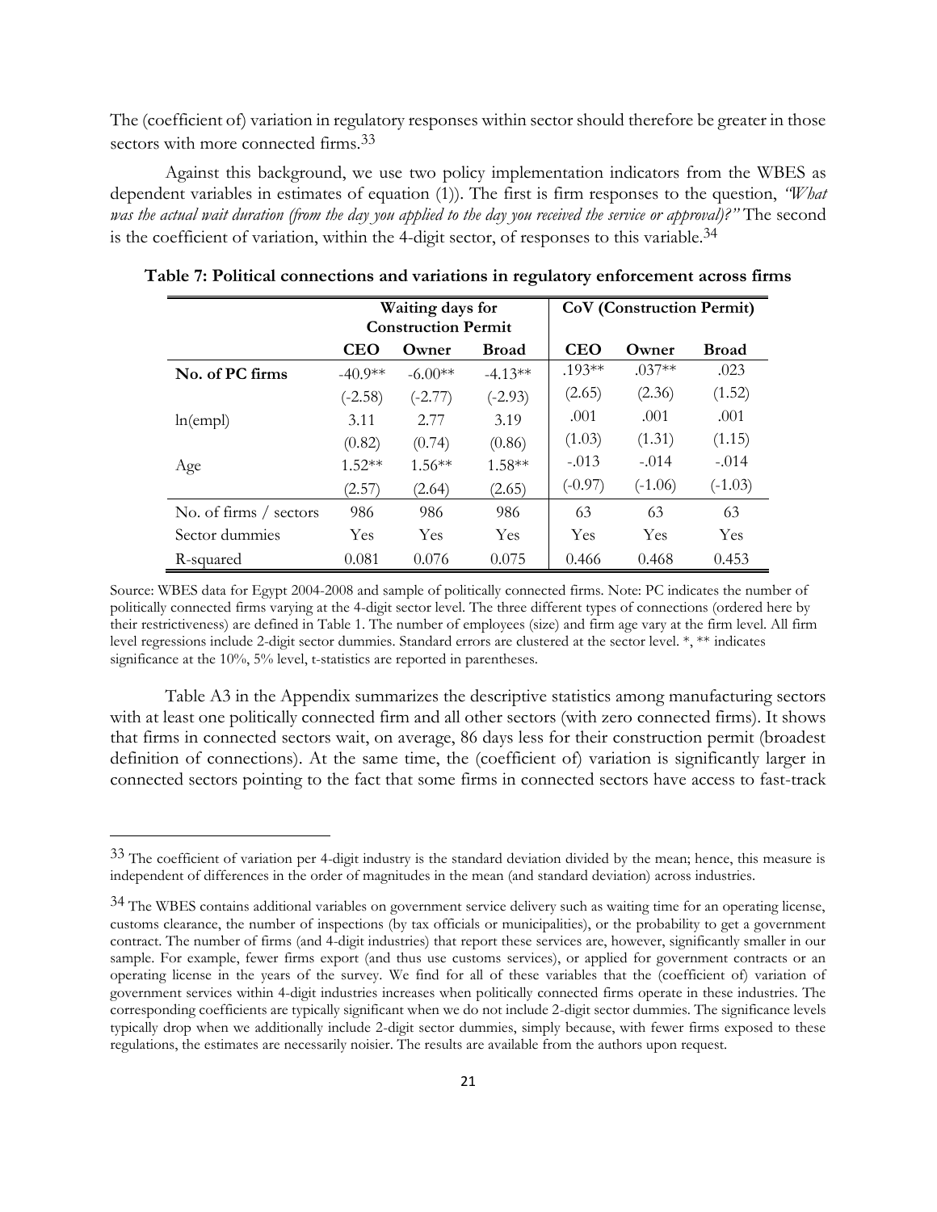The (coefficient of) variation in regulatory responses within sector should therefore be greater in those sectors with more connected firms.[33]

Against this background, we use two policy implementation indicators from the WBES as dependent variables in estimates of equation (1)). The first is firm responses to the question, *"What was the actual wait duration (from the day you applied to the day you received the service or approval)?"* The second is the coefficient of variation, within the 4-digit sector, of responses to this variable.[34]

**Table 7: Political connections and variations in regulatory enforcement across firms**

| | Waiting days for Construction Permit | | | CoV (Construction Permit) | | |
|---|---|---|---|---|---|---|
| | **CEO** | **Owner** | **Broad** | **CEO** | **Owner** | **Broad** |
| **No. of PC firms** | -40.9** | -6.00** | -4.13** | .193** | .037** | .023 |
| | (-2.58) | (-2.77) | (-2.93) | (2.65) | (2.36) | (1.52) |
| ln(empl) | 3.11 | 2.77 | 3.19 | .001 | .001 | .001 |
| | (0.82) | (0.74) | (0.86) | (1.03) | (1.31) | (1.15) |
| Age | 1.52** | 1.56** | 1.58** | -.013 | -.014 | -.014 |
| | (2.57) | (2.64) | (2.65) | (-0.97) | (-1.06) | (-1.03) |
| No. of firms / sectors | 986 | 986 | 986 | 63 | 63 | 63 |
| Sector dummies | Yes | Yes | Yes | Yes | Yes | Yes |
| R-squared | 0.081 | 0.076 | 0.075 | 0.466 | 0.468 | 0.453 |

Source: WBES data for Egypt 2004-2008 and sample of politically connected firms. Note: PC indicates the number of politically connected firms varying at the 4-digit sector level. The three different types of connections (ordered here by their restrictiveness) are defined in Table 1. The number of employees (size) and firm age vary at the firm level. All firm level regressions include 2-digit sector dummies. Standard errors are clustered at the sector level. *, ** indicates significance at the 10%, 5% level, t-statistics are reported in parentheses.

Table A3 in the Appendix summarizes the descriptive statistics among manufacturing sectors with at least one politically connected firm and all other sectors (with zero connected firms). It shows that firms in connected sectors wait, on average, 86 days less for their construction permit (broadest definition of connections). At the same time, the (coefficient of) variation is significantly larger in connected sectors pointing to the fact that some firms in connected sectors have access to fast-track

---

[33] The coefficient of variation per 4-digit industry is the standard deviation divided by the mean; hence, this measure is independent of differences in the order of magnitudes in the mean (and standard deviation) across industries.

[34] The WBES contains additional variables on government service delivery such as waiting time for an operating license, customs clearance, the number of inspections (by tax officials or municipalities), or the probability to get a government contract. The number of firms (and 4-digit industries) that report these services are, however, significantly smaller in our sample. For example, fewer firms export (and thus use customs services), or applied for government contracts or an operating license in the years of the survey. We find for all of these variables that the (coefficient of) variation of government services within 4-digit industries increases when politically connected firms operate in these industries. The corresponding coefficients are typically significant when we do not include 2-digit sector dummies. The significance levels typically drop when we additionally include 2-digit sector dummies, simply because, with fewer firms exposed to these regulations, the estimates are necessarily noisier. The results are available from the authors upon request.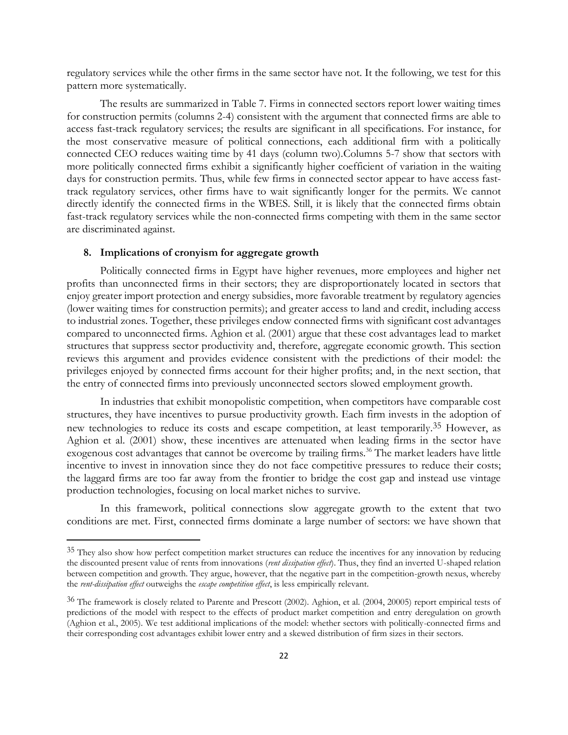regulatory services while the other firms in the same sector have not. It the following, we test for this pattern more systematically.

The results are summarized in Table 7. Firms in connected sectors report lower waiting times for construction permits (columns 2-4) consistent with the argument that connected firms are able to access fast-track regulatory services; the results are significant in all specifications. For instance, for the most conservative measure of political connections, each additional firm with a politically connected CEO reduces waiting time by 41 days (column two).Columns 5-7 show that sectors with more politically connected firms exhibit a significantly higher coefficient of variation in the waiting days for construction permits. Thus, while few firms in connected sector appear to have access fast-track regulatory services, other firms have to wait significantly longer for the permits. We cannot directly identify the connected firms in the WBES. Still, it is likely that the connected firms obtain fast-track regulatory services while the non-connected firms competing with them in the same sector are discriminated against.

## 8. Implications of cronyism for aggregate growth

Politically connected firms in Egypt have higher revenues, more employees and higher net profits than unconnected firms in their sectors; they are disproportionately located in sectors that enjoy greater import protection and energy subsidies, more favorable treatment by regulatory agencies (lower waiting times for construction permits); and greater access to land and credit, including access to industrial zones. Together, these privileges endow connected firms with significant cost advantages compared to unconnected firms. Aghion et al. (2001) argue that these cost advantages lead to market structures that suppress sector productivity and, therefore, aggregate economic growth. This section reviews this argument and provides evidence consistent with the predictions of their model: the privileges enjoyed by connected firms account for their higher profits; and, in the next section, that the entry of connected firms into previously unconnected sectors slowed employment growth.

In industries that exhibit monopolistic competition, when competitors have comparable cost structures, they have incentives to pursue productivity growth. Each firm invests in the adoption of new technologies to reduce its costs and escape competition, at least temporarily.[35] However, as Aghion et al. (2001) show, these incentives are attenuated when leading firms in the sector have exogenous cost advantages that cannot be overcome by trailing firms.[36] The market leaders have little incentive to invest in innovation since they do not face competitive pressures to reduce their costs; the laggard firms are too far away from the frontier to bridge the cost gap and instead use vintage production technologies, focusing on local market niches to survive.

In this framework, political connections slow aggregate growth to the extent that two conditions are met. First, connected firms dominate a large number of sectors: we have shown that

---

[35] They also show how perfect competition market structures can reduce the incentives for any innovation by reducing the discounted present value of rents from innovations (*rent dissipation effect*). Thus, they find an inverted U-shaped relation between competition and growth. They argue, however, that the negative part in the competition-growth nexus, whereby the *rent-dissipation effect* outweighs the *escape competition effect*, is less empirically relevant.

[36] The framework is closely related to Parente and Prescott (2002). Aghion, et al. (2004, 20005) report empirical tests of predictions of the model with respect to the effects of product market competition and entry deregulation on growth (Aghion et al., 2005). We test additional implications of the model: whether sectors with politically-connected firms and their corresponding cost advantages exhibit lower entry and a skewed distribution of firm sizes in their sectors.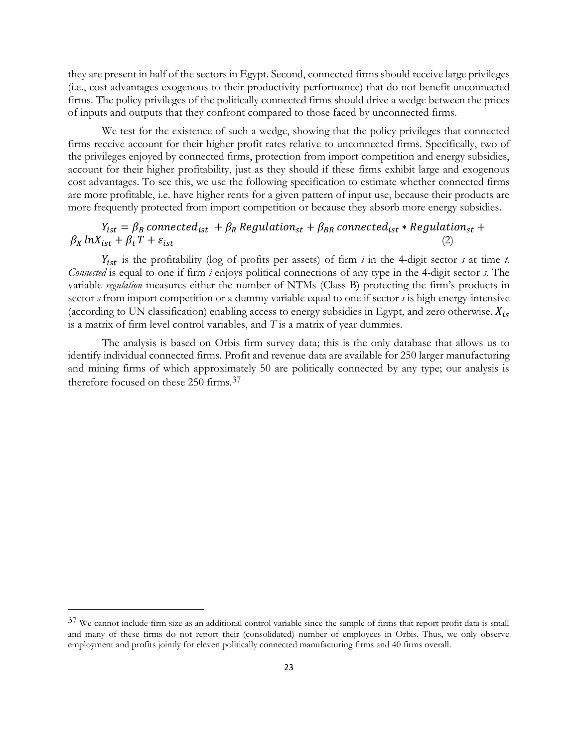they are present in half of the sectors in Egypt. Second, connected firms should receive large privileges (i.e., cost advantages exogenous to their productivity performance) that do not benefit unconnected firms. The policy privileges of the politically connected firms should drive a wedge between the prices of inputs and outputs that they confront compared to those faced by unconnected firms.

We test for the existence of such a wedge, showing that the policy privileges that connected firms receive account for their higher profit rates relative to unconnected firms. Specifically, two of the privileges enjoyed by connected firms, protection from import competition and energy subsidies, account for their higher profitability, just as they should if these firms exhibit large and exogenous cost advantages. To see this, we use the following specification to estimate whether connected firms are more profitable, i.e. have higher rents for a given pattern of input use, because their products are more frequently protected from import competition or because they absorb more energy subsidies.

$$Y_{ist} = \beta_B \, connected_{ist} + \beta_R \, Regulation_{st} + \beta_{BR} \, connected_{ist} * Regulation_{st} + \beta_X \, lnX_{ist} + \beta_t T + \varepsilon_{ist} \quad (2)$$

$Y_{ist}$ is the profitability (log of profits per assets) of firm *i* in the 4-digit sector *s* at time *t*. *Connected* is equal to one if firm *i* enjoys political connections of any type in the 4-digit sector *s*. The variable *regulation* measures either the number of NTMs (Class B) protecting the firm's products in sector *s* from import competition or a dummy variable equal to one if sector *s* is high energy-intensive (according to UN classification) enabling access to energy subsidies in Egypt, and zero otherwise. $X_{is}$ is a matrix of firm level control variables, and *T* is a matrix of year dummies.

The analysis is based on Orbis firm survey data; this is the only database that allows us to identify individual connected firms. Profit and revenue data are available for 250 larger manufacturing and mining firms of which approximately 50 are politically connected by any type; our analysis is therefore focused on these 250 firms.[37]

---

[37] We cannot include firm size as an additional control variable since the sample of firms that report profit data is small and many of these firms do not report their (consolidated) number of employees in Orbis. Thus, we only observe employment and profits jointly for eleven politically connected manufacturing firms and 40 firms overall.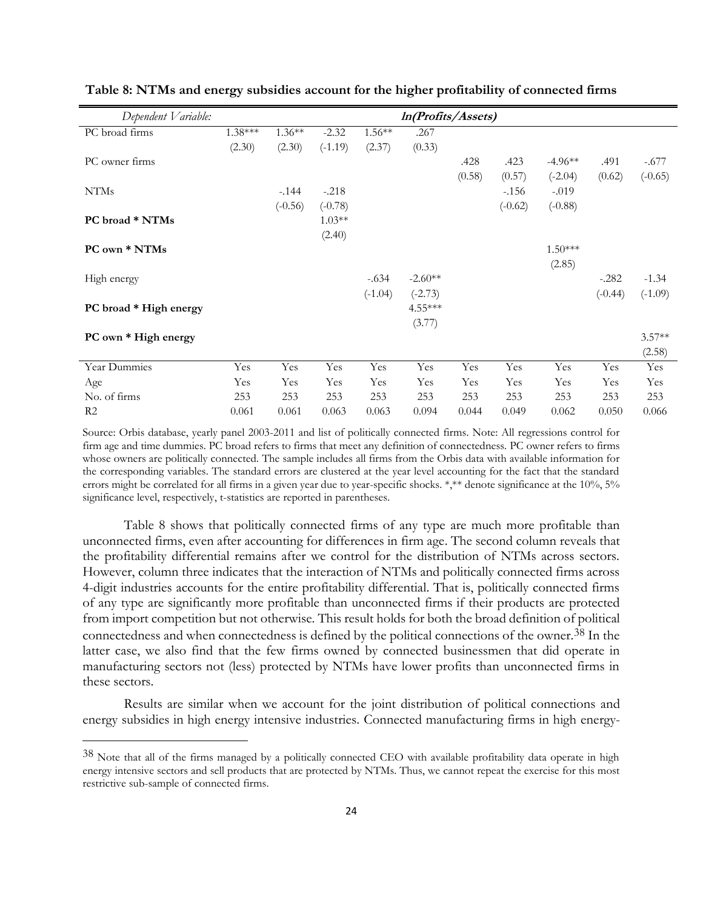**Table 8: NTMs and energy subsidies account for the higher profitability of connected firms**

| *Dependent Variable:* | ***ln(Profits/Assets)*** | | | | | | | | | |
|---|---|---|---|---|---|---|---|---|---|---|
| PC broad firms | 1.38*** | 1.36** | -2.32 | 1.56** | .267 | | | | | |
| | (2.30) | (2.30) | (-1.19) | (2.37) | (0.33) | | | | | |
| PC owner firms | | | | | | .428 | .423 | -4.96** | .491 | -.677 |
| | | | | | | (0.58) | (0.57) | (-2.04) | (0.62) | (-0.65) |
| NTMs | | -.144 | -.218 | | | | -.156 | -.019 | | |
| | | (-0.56) | (-0.78) | | | | (-0.62) | (-0.88) | | |
| **PC broad * NTMs** | | | 1.03** | | | | | | | |
| | | | (2.40) | | | | | | | |
| **PC own * NTMs** | | | | | | | | 1.50*** | | |
| | | | | | | | | (2.85) | | |
| High energy | | | | -.634 | -2.60** | | | | -.282 | -1.34 |
| | | | | (-1.04) | (-2.73) | | | | (-0.44) | (-1.09) |
| **PC broad * High energy** | | | | | 4.55*** | | | | | |
| | | | | | (3.77) | | | | | |
| **PC own * High energy** | | | | | | | | | | 3.57** |
| | | | | | | | | | | (2.58) |
| Year Dummies | Yes | Yes | Yes | Yes | Yes | Yes | Yes | Yes | Yes | Yes |
| Age | Yes | Yes | Yes | Yes | Yes | Yes | Yes | Yes | Yes | Yes |
| No. of firms | 253 | 253 | 253 | 253 | 253 | 253 | 253 | 253 | 253 | 253 |
| R2 | 0.061 | 0.061 | 0.063 | 0.063 | 0.094 | 0.044 | 0.049 | 0.062 | 0.050 | 0.066 |

Source: Orbis database, yearly panel 2003-2011 and list of politically connected firms. Note: All regressions control for firm age and time dummies. PC broad refers to firms that meet any definition of connectedness. PC owner refers to firms whose owners are politically connected. The sample includes all firms from the Orbis data with available information for the corresponding variables. The standard errors are clustered at the year level accounting for the fact that the standard errors might be correlated for all firms in a given year due to year-specific shocks. *,** denote significance at the 10%, 5% significance level, respectively, t-statistics are reported in parentheses.

Table 8 shows that politically connected firms of any type are much more profitable than unconnected firms, even after accounting for differences in firm age. The second column reveals that the profitability differential remains after we control for the distribution of NTMs across sectors. However, column three indicates that the interaction of NTMs and politically connected firms across 4-digit industries accounts for the entire profitability differential. That is, politically connected firms of any type are significantly more profitable than unconnected firms if their products are protected from import competition but not otherwise. This result holds for both the broad definition of political connectedness and when connectedness is defined by the political connections of the owner.[38] In the latter case, we also find that the few firms owned by connected businessmen that did operate in manufacturing sectors not (less) protected by NTMs have lower profits than unconnected firms in these sectors.

Results are similar when we account for the joint distribution of political connections and energy subsidies in high energy intensive industries. Connected manufacturing firms in high energy-

[38] Note that all of the firms managed by a politically connected CEO with available profitability data operate in high energy intensive sectors and sell products that are protected by NTMs. Thus, we cannot repeat the exercise for this most restrictive sub-sample of connected firms.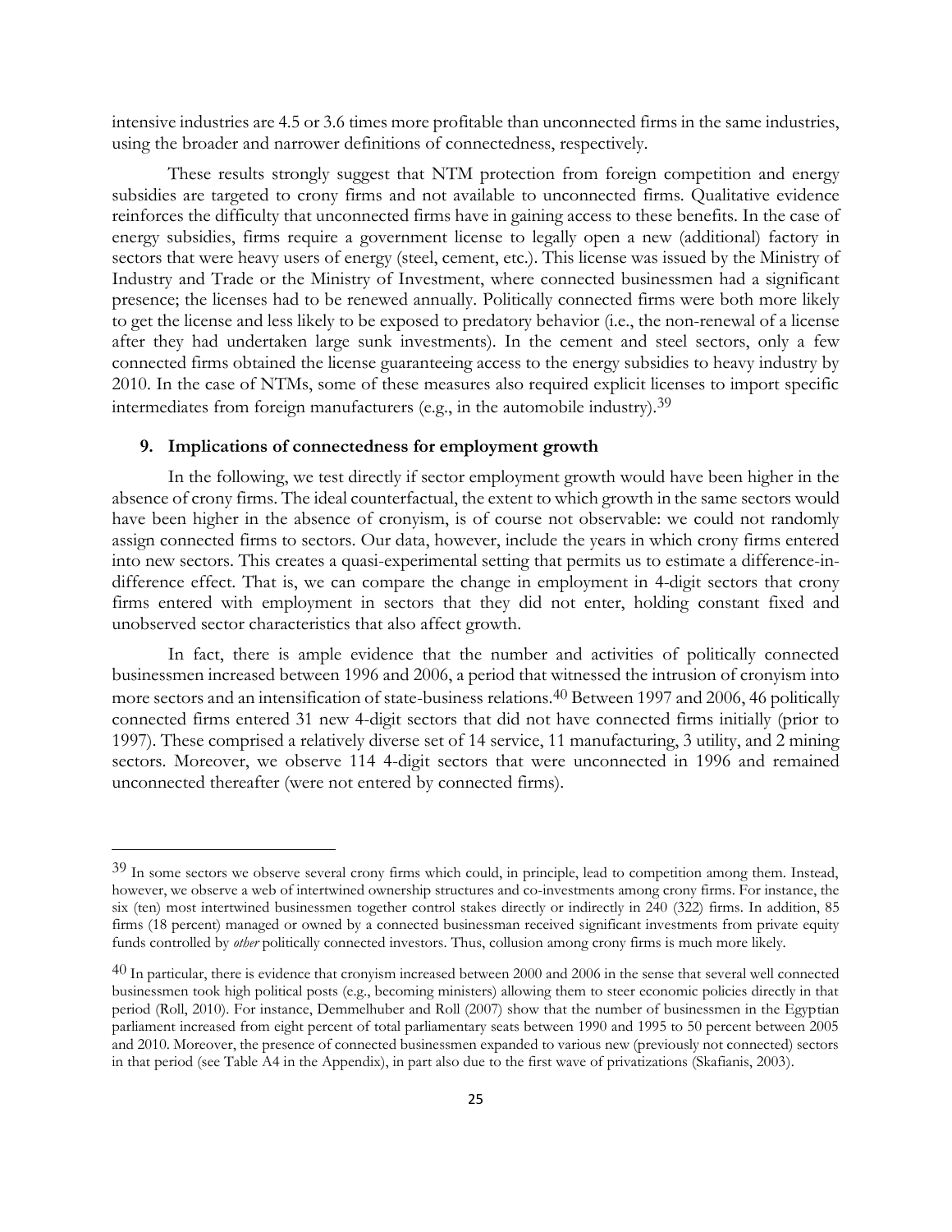intensive industries are 4.5 or 3.6 times more profitable than unconnected firms in the same industries, using the broader and narrower definitions of connectedness, respectively.

These results strongly suggest that NTM protection from foreign competition and energy subsidies are targeted to crony firms and not available to unconnected firms. Qualitative evidence reinforces the difficulty that unconnected firms have in gaining access to these benefits. In the case of energy subsidies, firms require a government license to legally open a new (additional) factory in sectors that were heavy users of energy (steel, cement, etc.). This license was issued by the Ministry of Industry and Trade or the Ministry of Investment, where connected businessmen had a significant presence; the licenses had to be renewed annually. Politically connected firms were both more likely to get the license and less likely to be exposed to predatory behavior (i.e., the non-renewal of a license after they had undertaken large sunk investments). In the cement and steel sectors, only a few connected firms obtained the license guaranteeing access to the energy subsidies to heavy industry by 2010. In the case of NTMs, some of these measures also required explicit licenses to import specific intermediates from foreign manufacturers (e.g., in the automobile industry).[39]

## 9. Implications of connectedness for employment growth

In the following, we test directly if sector employment growth would have been higher in the absence of crony firms. The ideal counterfactual, the extent to which growth in the same sectors would have been higher in the absence of cronyism, is of course not observable: we could not randomly assign connected firms to sectors. Our data, however, include the years in which crony firms entered into new sectors. This creates a quasi-experimental setting that permits us to estimate a difference-in-difference effect. That is, we can compare the change in employment in 4-digit sectors that crony firms entered with employment in sectors that they did not enter, holding constant fixed and unobserved sector characteristics that also affect growth.

In fact, there is ample evidence that the number and activities of politically connected businessmen increased between 1996 and 2006, a period that witnessed the intrusion of cronyism into more sectors and an intensification of state-business relations.[40] Between 1997 and 2006, 46 politically connected firms entered 31 new 4-digit sectors that did not have connected firms initially (prior to 1997). These comprised a relatively diverse set of 14 service, 11 manufacturing, 3 utility, and 2 mining sectors. Moreover, we observe 114 4-digit sectors that were unconnected in 1996 and remained unconnected thereafter (were not entered by connected firms).

---

[39] In some sectors we observe several crony firms which could, in principle, lead to competition among them. Instead, however, we observe a web of intertwined ownership structures and co-investments among crony firms. For instance, the six (ten) most intertwined businessmen together control stakes directly or indirectly in 240 (322) firms. In addition, 85 firms (18 percent) managed or owned by a connected businessman received significant investments from private equity funds controlled by *other* politically connected investors. Thus, collusion among crony firms is much more likely.

[40] In particular, there is evidence that cronyism increased between 2000 and 2006 in the sense that several well connected businessmen took high political posts (e.g., becoming ministers) allowing them to steer economic policies directly in that period (Roll, 2010). For instance, Demmelhuber and Roll (2007) show that the number of businessmen in the Egyptian parliament increased from eight percent of total parliamentary seats between 1990 and 1995 to 50 percent between 2005 and 2010. Moreover, the presence of connected businessmen expanded to various new (previously not connected) sectors in that period (see Table A4 in the Appendix), in part also due to the first wave of privatizations (Skafianis, 2003).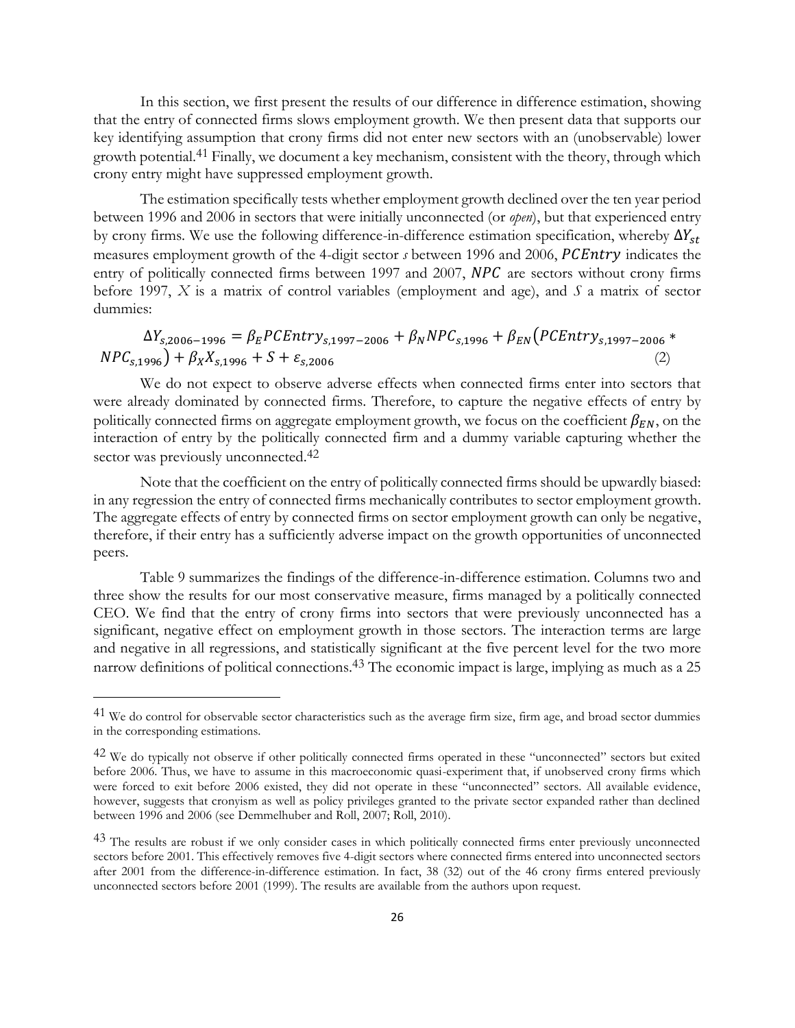In this section, we first present the results of our difference in difference estimation, showing that the entry of connected firms slows employment growth. We then present data that supports our key identifying assumption that crony firms did not enter new sectors with an (unobservable) lower growth potential.[41] Finally, we document a key mechanism, consistent with the theory, through which crony entry might have suppressed employment growth.

The estimation specifically tests whether employment growth declined over the ten year period between 1996 and 2006 in sectors that were initially unconnected (or *open*), but that experienced entry by crony firms. We use the following difference-in-difference estimation specification, whereby $\Delta Y_{st}$ measures employment growth of the 4-digit sector *s* between 1996 and 2006, $PCEntry$ indicates the entry of politically connected firms between 1997 and 2007, $NPC$ are sectors without crony firms before 1997, *X* is a matrix of control variables (employment and age), and *S* a matrix of sector dummies:

$$\Delta Y_{s,2006-1996} = \beta_E PCEntry_{s,1997-2006} + \beta_N NPC_{s,1996} + \beta_{EN}\left(PCEntry_{s,1997-2006} * NPC_{s,1996}\right) + \beta_X X_{s,1996} + S + \varepsilon_{s,2006} \quad (2)$$

We do not expect to observe adverse effects when connected firms enter into sectors that were already dominated by connected firms. Therefore, to capture the negative effects of entry by politically connected firms on aggregate employment growth, we focus on the coefficient $\beta_{EN}$, on the interaction of entry by the politically connected firm and a dummy variable capturing whether the sector was previously unconnected.[42]

Note that the coefficient on the entry of politically connected firms should be upwardly biased: in any regression the entry of connected firms mechanically contributes to sector employment growth. The aggregate effects of entry by connected firms on sector employment growth can only be negative, therefore, if their entry has a sufficiently adverse impact on the growth opportunities of unconnected peers.

Table 9 summarizes the findings of the difference-in-difference estimation. Columns two and three show the results for our most conservative measure, firms managed by a politically connected CEO. We find that the entry of crony firms into sectors that were previously unconnected has a significant, negative effect on employment growth in those sectors. The interaction terms are large and negative in all regressions, and statistically significant at the five percent level for the two more narrow definitions of political connections.[43] The economic impact is large, implying as much as a 25

---

[41] We do control for observable sector characteristics such as the average firm size, firm age, and broad sector dummies in the corresponding estimations.

[42] We do typically not observe if other politically connected firms operated in these "unconnected" sectors but exited before 2006. Thus, we have to assume in this macroeconomic quasi-experiment that, if unobserved crony firms which were forced to exit before 2006 existed, they did not operate in these "unconnected" sectors. All available evidence, however, suggests that cronyism as well as policy privileges granted to the private sector expanded rather than declined between 1996 and 2006 (see Demmelhuber and Roll, 2007; Roll, 2010).

[43] The results are robust if we only consider cases in which politically connected firms enter previously unconnected sectors before 2001. This effectively removes five 4-digit sectors where connected firms entered into unconnected sectors after 2001 from the difference-in-difference estimation. In fact, 38 (32) out of the 46 crony firms entered previously unconnected sectors before 2001 (1999). The results are available from the authors upon request.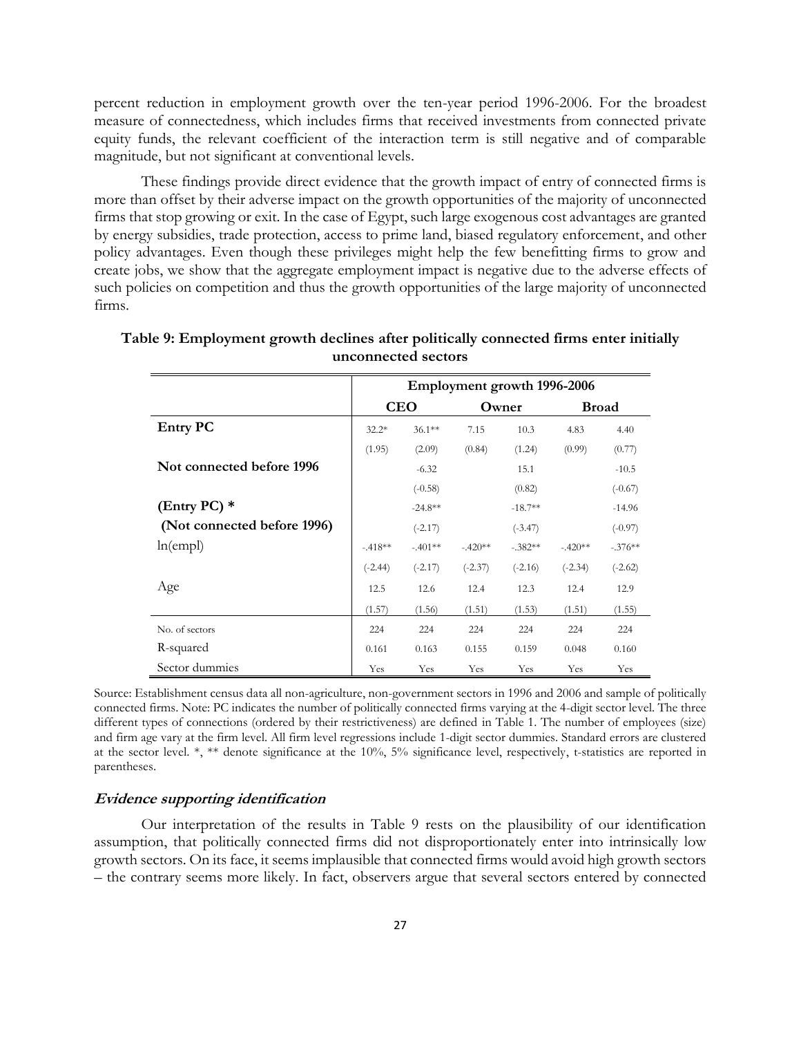percent reduction in employment growth over the ten-year period 1996-2006. For the broadest measure of connectedness, which includes firms that received investments from connected private equity funds, the relevant coefficient of the interaction term is still negative and of comparable magnitude, but not significant at conventional levels.

These findings provide direct evidence that the growth impact of entry of connected firms is more than offset by their adverse impact on the growth opportunities of the majority of unconnected firms that stop growing or exit. In the case of Egypt, such large exogenous cost advantages are granted by energy subsidies, trade protection, access to prime land, biased regulatory enforcement, and other policy advantages. Even though these privileges might help the few benefitting firms to grow and create jobs, we show that the aggregate employment impact is negative due to the adverse effects of such policies on competition and thus the growth opportunities of the large majority of unconnected firms.

**Table 9: Employment growth declines after politically connected firms enter initially unconnected sectors**

| | Employment growth 1996-2006 | | | | | |
|---|---|---|---|---|---|---|
| | CEO | | Owner | | Broad | |
| **Entry PC** | 32.2* | 36.1** | 7.15 | 10.3 | 4.83 | 4.40 |
| | (1.95) | (2.09) | (0.84) | (1.24) | (0.99) | (0.77) |
| **Not connected before 1996** | | -6.32 | | 15.1 | | -10.5 |
| | | (-0.58) | | (0.82) | | (-0.67) |
| **(Entry PC) * (Not connected before 1996)** | | -24.8** | | -18.7** | | -14.96 |
| | | (-2.17) | | (-3.47) | | (-0.97) |
| ln(empl) | -.418** | -.401** | -.420** | -.382** | -.420** | -.376** |
| | (-2.44) | (-2.17) | (-2.37) | (-2.16) | (-2.34) | (-2.62) |
| Age | 12.5 | 12.6 | 12.4 | 12.3 | 12.4 | 12.9 |
| | (1.57) | (1.56) | (1.51) | (1.53) | (1.51) | (1.55) |
| No. of sectors | 224 | 224 | 224 | 224 | 224 | 224 |
| R-squared | 0.161 | 0.163 | 0.155 | 0.159 | 0.048 | 0.160 |
| Sector dummies | Yes | Yes | Yes | Yes | Yes | Yes |

Source: Establishment census data all non-agriculture, non-government sectors in 1996 and 2006 and sample of politically connected firms. Note: PC indicates the number of politically connected firms varying at the 4-digit sector level. The three different types of connections (ordered by their restrictiveness) are defined in Table 1. The number of employees (size) and firm age vary at the firm level. All firm level regressions include 1-digit sector dummies. Standard errors are clustered at the sector level. *, ** denote significance at the 10%, 5% significance level, respectively, t-statistics are reported in parentheses.

### *Evidence supporting identification*

Our interpretation of the results in Table 9 rests on the plausibility of our identification assumption, that politically connected firms did not disproportionately enter into intrinsically low growth sectors. On its face, it seems implausible that connected firms would avoid high growth sectors – the contrary seems more likely. In fact, observers argue that several sectors entered by connected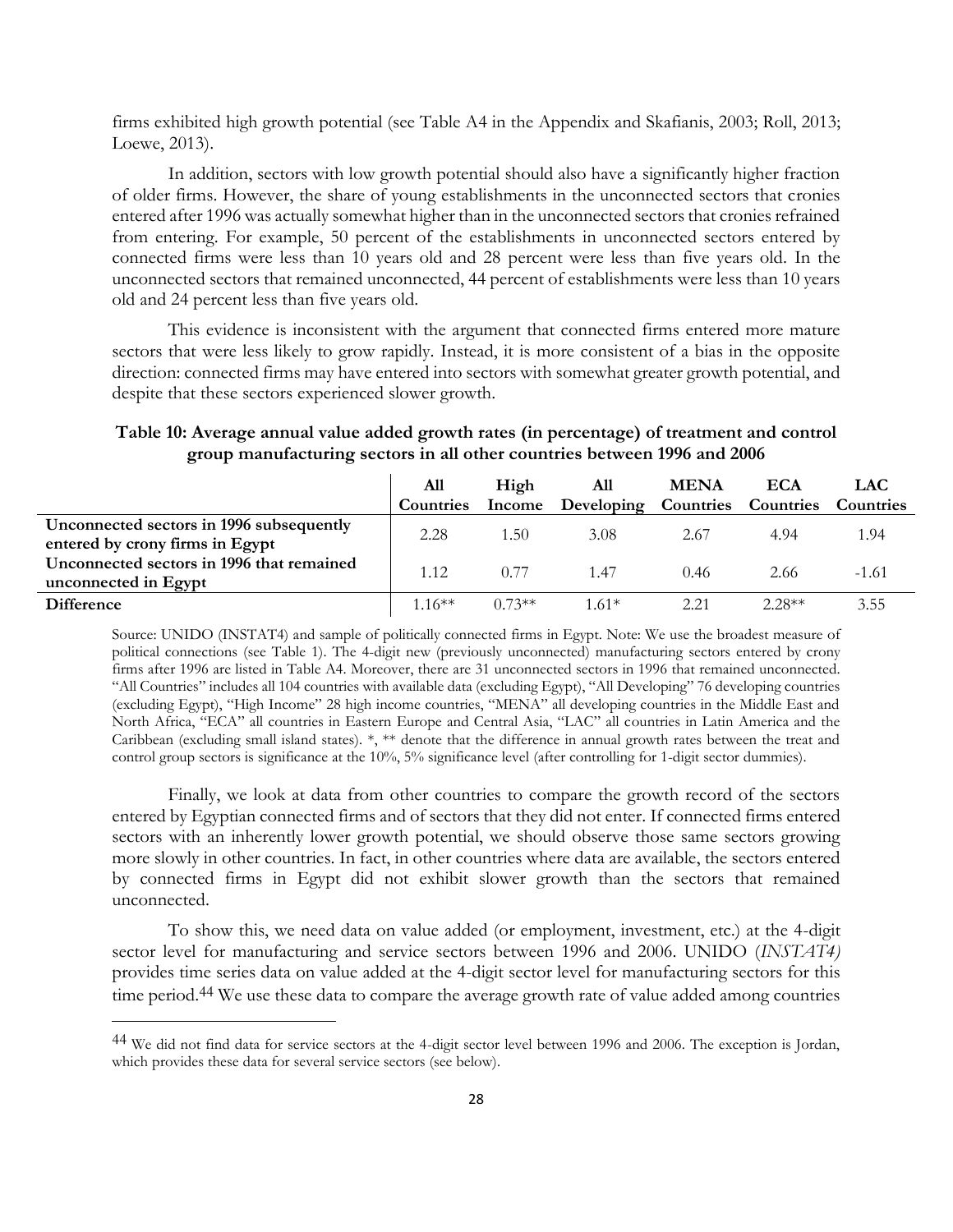firms exhibited high growth potential (see Table A4 in the Appendix and Skafianis, 2003; Roll, 2013; Loewe, 2013).

In addition, sectors with low growth potential should also have a significantly higher fraction of older firms. However, the share of young establishments in the unconnected sectors that cronies entered after 1996 was actually somewhat higher than in the unconnected sectors that cronies refrained from entering. For example, 50 percent of the establishments in unconnected sectors entered by connected firms were less than 10 years old and 28 percent were less than five years old. In the unconnected sectors that remained unconnected, 44 percent of establishments were less than 10 years old and 24 percent less than five years old.

This evidence is inconsistent with the argument that connected firms entered more mature sectors that were less likely to grow rapidly. Instead, it is more consistent of a bias in the opposite direction: connected firms may have entered into sectors with somewhat greater growth potential, and despite that these sectors experienced slower growth.

**Table 10: Average annual value added growth rates (in percentage) of treatment and control group manufacturing sectors in all other countries between 1996 and 2006**

| | All Countries | High Income | All Developing | MENA Countries | ECA Countries | LAC Countries |
|---|---|---|---|---|---|---|
| **Unconnected sectors in 1996 subsequently entered by crony firms in Egypt** | 2.28 | 1.50 | 3.08 | 2.67 | 4.94 | 1.94 |
| **Unconnected sectors in 1996 that remained unconnected in Egypt** | 1.12 | 0.77 | 1.47 | 0.46 | 2.66 | -1.61 |
| **Difference** | 1.16** | 0.73** | 1.61* | 2.21 | 2.28** | 3.55 |

Source: UNIDO (INSTAT4) and sample of politically connected firms in Egypt. Note: We use the broadest measure of political connections (see Table 1). The 4-digit new (previously unconnected) manufacturing sectors entered by crony firms after 1996 are listed in Table A4. Moreover, there are 31 unconnected sectors in 1996 that remained unconnected. "All Countries" includes all 104 countries with available data (excluding Egypt), "All Developing" 76 developing countries (excluding Egypt), "High Income" 28 high income countries, "MENA" all developing countries in the Middle East and North Africa, "ECA" all countries in Eastern Europe and Central Asia, "LAC" all countries in Latin America and the Caribbean (excluding small island states). *, ** denote that the difference in annual growth rates between the treat and control group sectors is significance at the 10%, 5% significance level (after controlling for 1-digit sector dummies).

Finally, we look at data from other countries to compare the growth record of the sectors entered by Egyptian connected firms and of sectors that they did not enter. If connected firms entered sectors with an inherently lower growth potential, we should observe those same sectors growing more slowly in other countries. In fact, in other countries where data are available, the sectors entered by connected firms in Egypt did not exhibit slower growth than the sectors that remained unconnected.

To show this, we need data on value added (or employment, investment, etc.) at the 4-digit sector level for manufacturing and service sectors between 1996 and 2006. UNIDO (*INSTAT4)* provides time series data on value added at the 4-digit sector level for manufacturing sectors for this time period.[44] We use these data to compare the average growth rate of value added among countries

[44] We did not find data for service sectors at the 4-digit sector level between 1996 and 2006. The exception is Jordan, which provides these data for several service sectors (see below).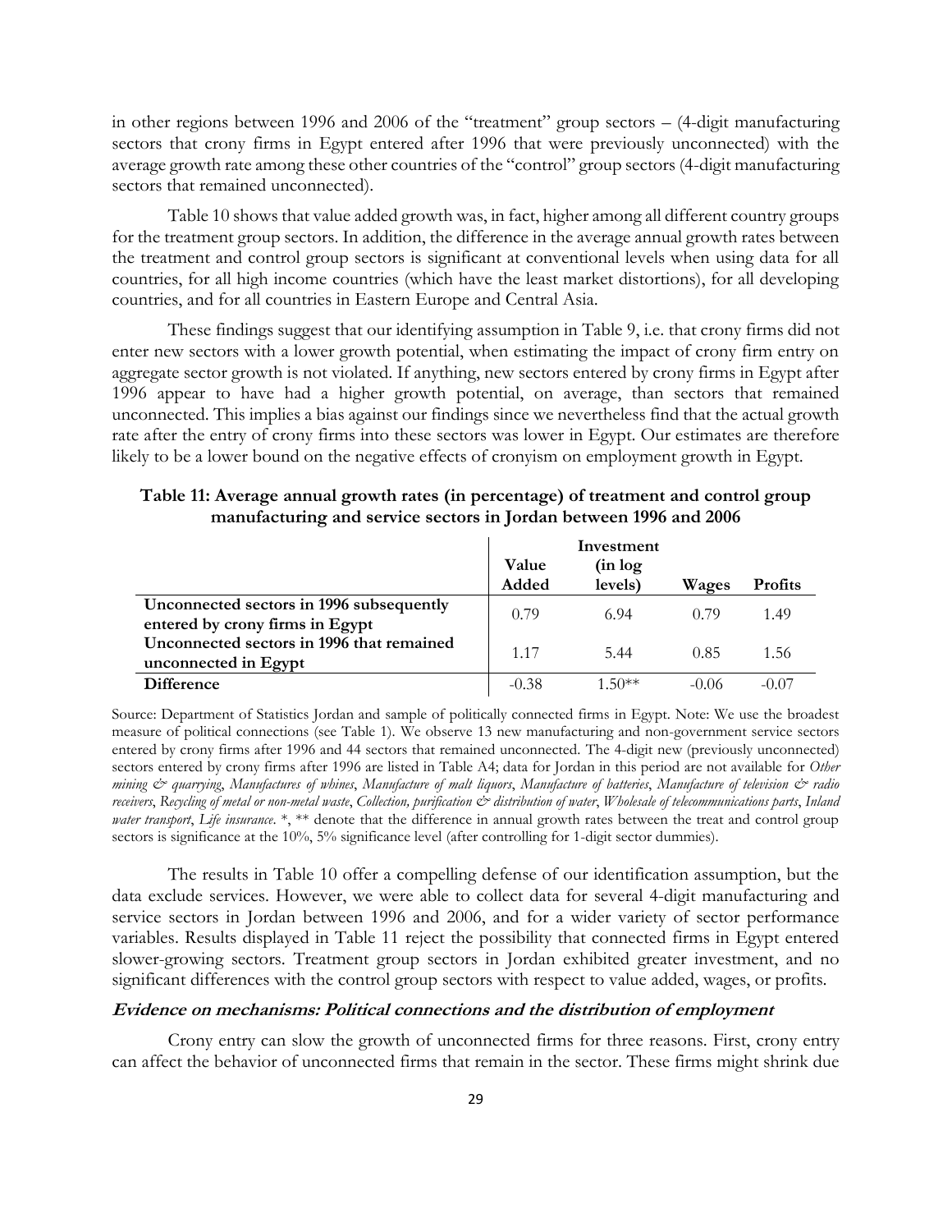in other regions between 1996 and 2006 of the "treatment" group sectors – (4-digit manufacturing sectors that crony firms in Egypt entered after 1996 that were previously unconnected) with the average growth rate among these other countries of the "control" group sectors (4-digit manufacturing sectors that remained unconnected).

Table 10 shows that value added growth was, in fact, higher among all different country groups for the treatment group sectors. In addition, the difference in the average annual growth rates between the treatment and control group sectors is significant at conventional levels when using data for all countries, for all high income countries (which have the least market distortions), for all developing countries, and for all countries in Eastern Europe and Central Asia.

These findings suggest that our identifying assumption in Table 9, i.e. that crony firms did not enter new sectors with a lower growth potential, when estimating the impact of crony firm entry on aggregate sector growth is not violated. If anything, new sectors entered by crony firms in Egypt after 1996 appear to have had a higher growth potential, on average, than sectors that remained unconnected. This implies a bias against our findings since we nevertheless find that the actual growth rate after the entry of crony firms into these sectors was lower in Egypt. Our estimates are therefore likely to be a lower bound on the negative effects of cronyism on employment growth in Egypt.

**Table 11: Average annual growth rates (in percentage) of treatment and control group manufacturing and service sectors in Jordan between 1996 and 2006**

| | Value Added | Investment (in log levels) | Wages | Profits |
|---|---|---|---|---|
| **Unconnected sectors in 1996 subsequently entered by crony firms in Egypt** | 0.79 | 6.94 | 0.79 | 1.49 |
| **Unconnected sectors in 1996 that remained unconnected in Egypt** | 1.17 | 5.44 | 0.85 | 1.56 |
| **Difference** | -0.38 | 1.50** | -0.06 | -0.07 |

Source: Department of Statistics Jordan and sample of politically connected firms in Egypt. Note: We use the broadest measure of political connections (see Table 1). We observe 13 new manufacturing and non-government service sectors entered by crony firms after 1996 and 44 sectors that remained unconnected. The 4-digit new (previously unconnected) sectors entered by crony firms after 1996 are listed in Table A4; data for Jordan in this period are not available for *Other mining & quarrying*, *Manufactures of whines*, *Manufacture of malt liquors*, *Manufacture of batteries*, *Manufacture of television & radio receivers*, *Recycling of metal or non-metal waste*, *Collection, purification & distribution of water*, *Wholesale of telecommunications parts*, *Inland water transport*, *Life insurance*. *, ** denote that the difference in annual growth rates between the treat and control group sectors is significance at the 10%, 5% significance level (after controlling for 1-digit sector dummies).

The results in Table 10 offer a compelling defense of our identification assumption, but the data exclude services. However, we were able to collect data for several 4-digit manufacturing and service sectors in Jordan between 1996 and 2006, and for a wider variety of sector performance variables. Results displayed in Table 11 reject the possibility that connected firms in Egypt entered slower-growing sectors. Treatment group sectors in Jordan exhibited greater investment, and no significant differences with the control group sectors with respect to value added, wages, or profits.

***Evidence on mechanisms: Political connections and the distribution of employment***

Crony entry can slow the growth of unconnected firms for three reasons. First, crony entry can affect the behavior of unconnected firms that remain in the sector. These firms might shrink due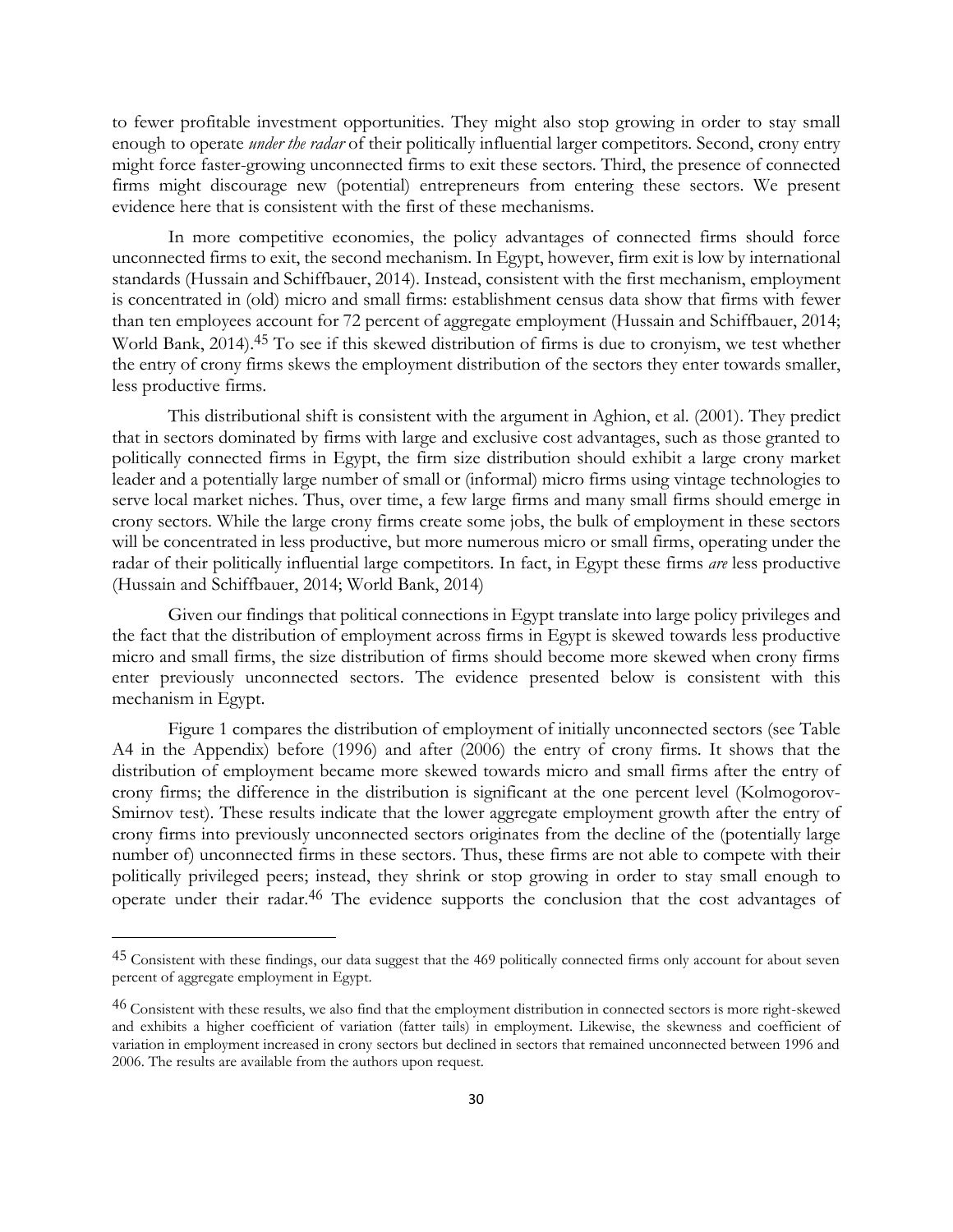to fewer profitable investment opportunities. They might also stop growing in order to stay small enough to operate *under the radar* of their politically influential larger competitors. Second, crony entry might force faster-growing unconnected firms to exit these sectors. Third, the presence of connected firms might discourage new (potential) entrepreneurs from entering these sectors. We present evidence here that is consistent with the first of these mechanisms.

In more competitive economies, the policy advantages of connected firms should force unconnected firms to exit, the second mechanism. In Egypt, however, firm exit is low by international standards (Hussain and Schiffbauer, 2014). Instead, consistent with the first mechanism, employment is concentrated in (old) micro and small firms: establishment census data show that firms with fewer than ten employees account for 72 percent of aggregate employment (Hussain and Schiffbauer, 2014; World Bank, 2014).[45] To see if this skewed distribution of firms is due to cronyism, we test whether the entry of crony firms skews the employment distribution of the sectors they enter towards smaller, less productive firms.

This distributional shift is consistent with the argument in Aghion, et al. (2001). They predict that in sectors dominated by firms with large and exclusive cost advantages, such as those granted to politically connected firms in Egypt, the firm size distribution should exhibit a large crony market leader and a potentially large number of small or (informal) micro firms using vintage technologies to serve local market niches. Thus, over time, a few large firms and many small firms should emerge in crony sectors. While the large crony firms create some jobs, the bulk of employment in these sectors will be concentrated in less productive, but more numerous micro or small firms, operating under the radar of their politically influential large competitors. In fact, in Egypt these firms *are* less productive (Hussain and Schiffbauer, 2014; World Bank, 2014)

Given our findings that political connections in Egypt translate into large policy privileges and the fact that the distribution of employment across firms in Egypt is skewed towards less productive micro and small firms, the size distribution of firms should become more skewed when crony firms enter previously unconnected sectors. The evidence presented below is consistent with this mechanism in Egypt.

Figure 1 compares the distribution of employment of initially unconnected sectors (see Table A4 in the Appendix) before (1996) and after (2006) the entry of crony firms. It shows that the distribution of employment became more skewed towards micro and small firms after the entry of crony firms; the difference in the distribution is significant at the one percent level (Kolmogorov-Smirnov test). These results indicate that the lower aggregate employment growth after the entry of crony firms into previously unconnected sectors originates from the decline of the (potentially large number of) unconnected firms in these sectors. Thus, these firms are not able to compete with their politically privileged peers; instead, they shrink or stop growing in order to stay small enough to operate under their radar.[46] The evidence supports the conclusion that the cost advantages of

---

[45] Consistent with these findings, our data suggest that the 469 politically connected firms only account for about seven percent of aggregate employment in Egypt.

[46] Consistent with these results, we also find that the employment distribution in connected sectors is more right-skewed and exhibits a higher coefficient of variation (fatter tails) in employment. Likewise, the skewness and coefficient of variation in employment increased in crony sectors but declined in sectors that remained unconnected between 1996 and 2006. The results are available from the authors upon request.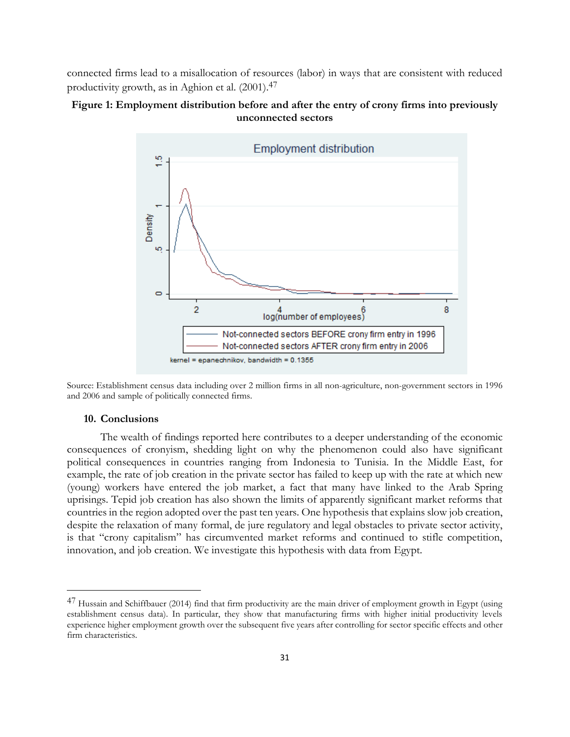connected firms lead to a misallocation of resources (labor) in ways that are consistent with reduced productivity growth, as in Aghion et al. (2001).[47]

**Figure 1: Employment distribution before and after the entry of crony firms into previously unconnected sectors**

Source: Establishment census data including over 2 million firms in all non-agriculture, non-government sectors in 1996 and 2006 and sample of politically connected firms.

## 10. Conclusions

The wealth of findings reported here contributes to a deeper understanding of the economic consequences of cronyism, shedding light on why the phenomenon could also have significant political consequences in countries ranging from Indonesia to Tunisia. In the Middle East, for example, the rate of job creation in the private sector has failed to keep up with the rate at which new (young) workers have entered the job market, a fact that many have linked to the Arab Spring uprisings. Tepid job creation has also shown the limits of apparently significant market reforms that countries in the region adopted over the past ten years. One hypothesis that explains slow job creation, despite the relaxation of many formal, de jure regulatory and legal obstacles to private sector activity, is that "crony capitalism" has circumvented market reforms and continued to stifle competition, innovation, and job creation. We investigate this hypothesis with data from Egypt.

---

[47] Hussain and Schiffbauer (2014) find that firm productivity are the main driver of employment growth in Egypt (using establishment census data). In particular, they show that manufacturing firms with higher initial productivity levels experience higher employment growth over the subsequent five years after controlling for sector specific effects and other firm characteristics.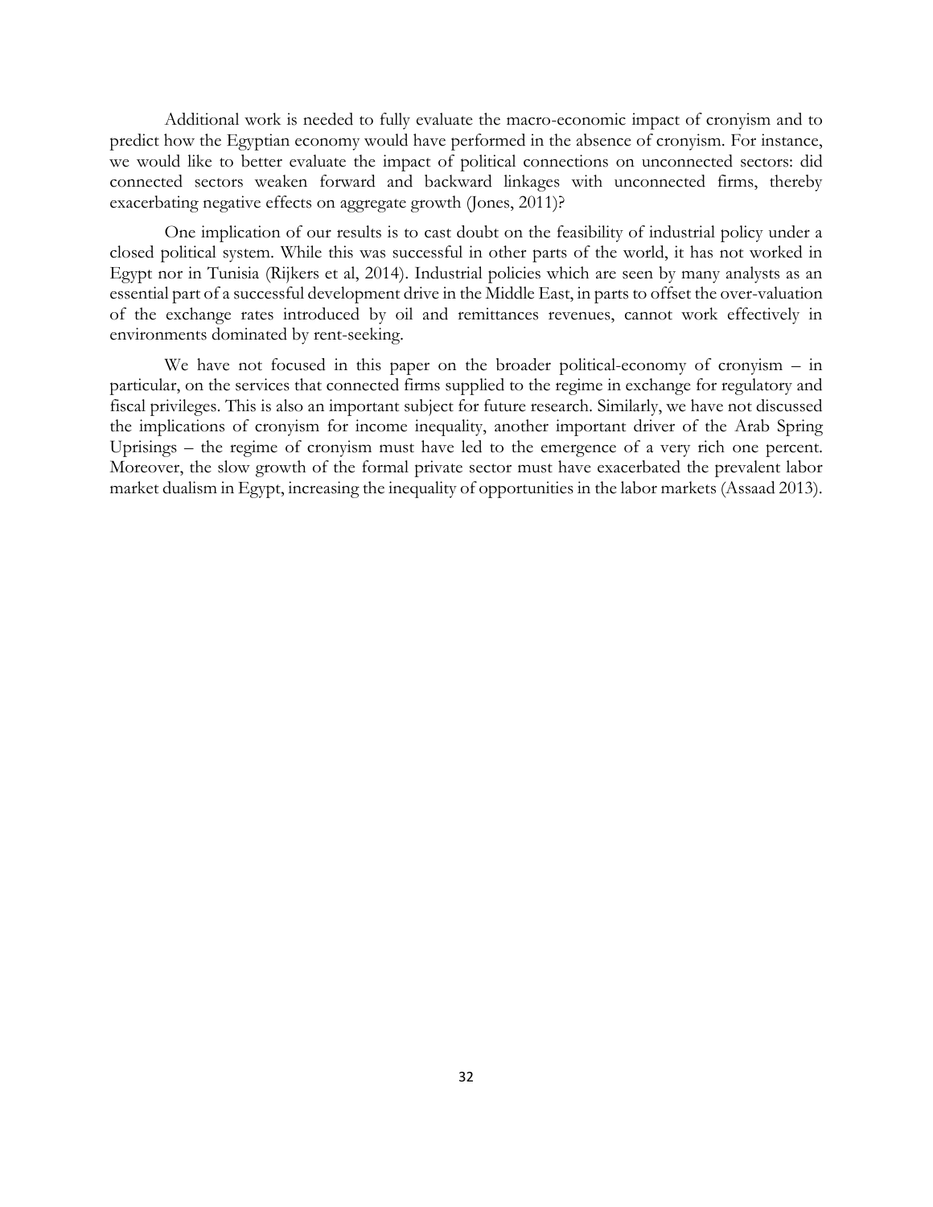Additional work is needed to fully evaluate the macro-economic impact of cronyism and to predict how the Egyptian economy would have performed in the absence of cronyism. For instance, we would like to better evaluate the impact of political connections on unconnected sectors: did connected sectors weaken forward and backward linkages with unconnected firms, thereby exacerbating negative effects on aggregate growth (Jones, 2011)?

One implication of our results is to cast doubt on the feasibility of industrial policy under a closed political system. While this was successful in other parts of the world, it has not worked in Egypt nor in Tunisia (Rijkers et al, 2014). Industrial policies which are seen by many analysts as an essential part of a successful development drive in the Middle East, in parts to offset the over-valuation of the exchange rates introduced by oil and remittances revenues, cannot work effectively in environments dominated by rent-seeking.

We have not focused in this paper on the broader political-economy of cronyism – in particular, on the services that connected firms supplied to the regime in exchange for regulatory and fiscal privileges. This is also an important subject for future research. Similarly, we have not discussed the implications of cronyism for income inequality, another important driver of the Arab Spring Uprisings – the regime of cronyism must have led to the emergence of a very rich one percent. Moreover, the slow growth of the formal private sector must have exacerbated the prevalent labor market dualism in Egypt, increasing the inequality of opportunities in the labor markets (Assaad 2013).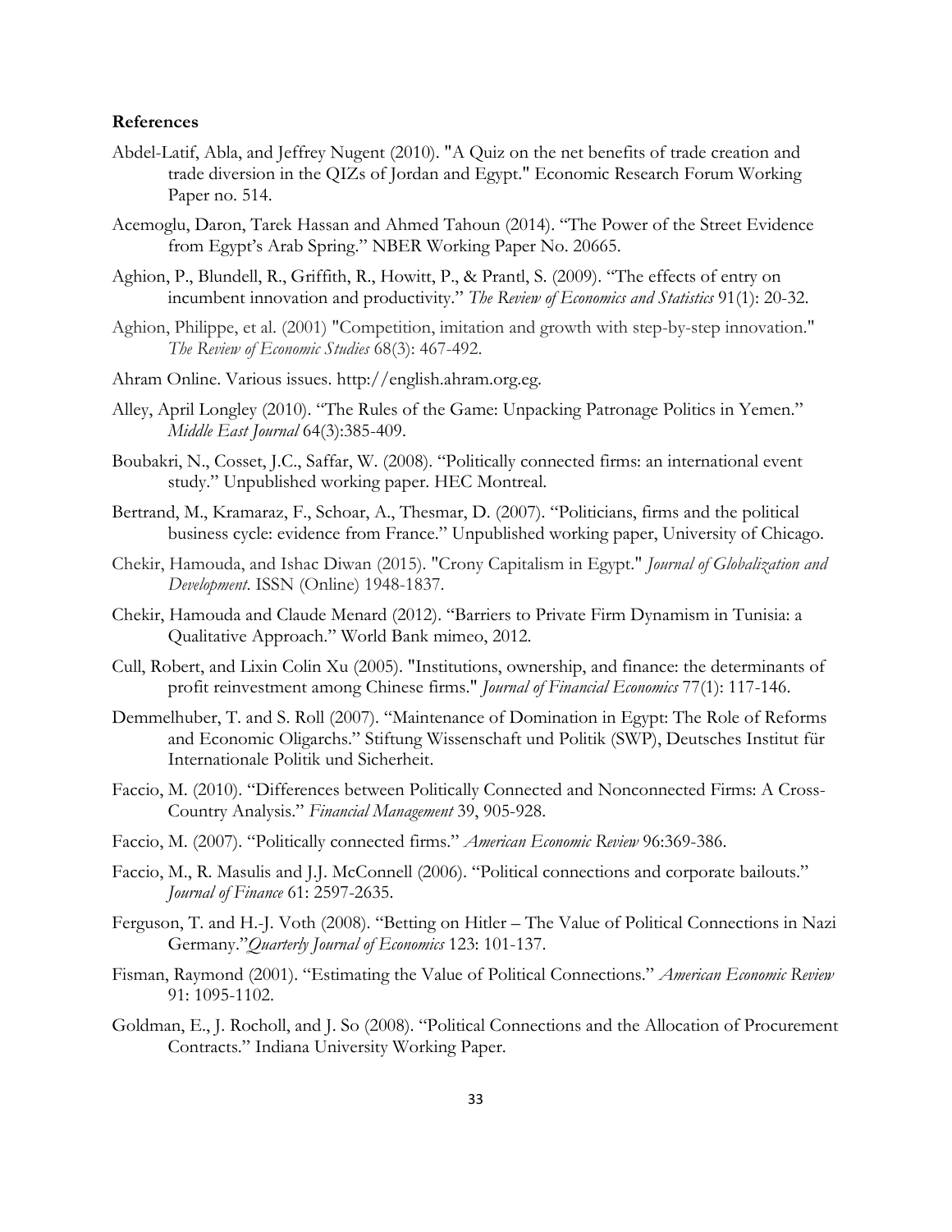**References**

Abdel-Latif, Abla, and Jeffrey Nugent (2010). "A Quiz on the net benefits of trade creation and trade diversion in the QIZs of Jordan and Egypt." Economic Research Forum Working Paper no. 514.

Acemoglu, Daron, Tarek Hassan and Ahmed Tahoun (2014). "The Power of the Street Evidence from Egypt's Arab Spring." NBER Working Paper No. 20665.

Aghion, P., Blundell, R., Griffith, R., Howitt, P., & Prantl, S. (2009). "The effects of entry on incumbent innovation and productivity." *The Review of Economics and Statistics* 91(1): 20-32.

Aghion, Philippe, et al. (2001) "Competition, imitation and growth with step-by-step innovation." *The Review of Economic Studies* 68(3): 467-492.

Ahram Online. Various issues. http://english.ahram.org.eg.

Alley, April Longley (2010). "The Rules of the Game: Unpacking Patronage Politics in Yemen." *Middle East Journal* 64(3):385-409.

Boubakri, N., Cosset, J.C., Saffar, W. (2008). "Politically connected firms: an international event study." Unpublished working paper. HEC Montreal.

Bertrand, M., Kramaraz, F., Schoar, A., Thesmar, D. (2007). "Politicians, firms and the political business cycle: evidence from France." Unpublished working paper, University of Chicago.

Chekir, Hamouda, and Ishac Diwan (2015). "Crony Capitalism in Egypt." *Journal of Globalization and Development*. ISSN (Online) 1948-1837.

Chekir, Hamouda and Claude Menard (2012). "Barriers to Private Firm Dynamism in Tunisia: a Qualitative Approach." World Bank mimeo, 2012.

Cull, Robert, and Lixin Colin Xu (2005). "Institutions, ownership, and finance: the determinants of profit reinvestment among Chinese firms." *Journal of Financial Economics* 77(1): 117-146.

Demmelhuber, T. and S. Roll (2007). "Maintenance of Domination in Egypt: The Role of Reforms and Economic Oligarchs." Stiftung Wissenschaft und Politik (SWP), Deutsches Institut für Internationale Politik und Sicherheit.

Faccio, M. (2010). "Differences between Politically Connected and Nonconnected Firms: A Cross-Country Analysis." *Financial Management* 39, 905-928.

Faccio, M. (2007). "Politically connected firms." *American Economic Review* 96:369-386.

Faccio, M., R. Masulis and J.J. McConnell (2006). "Political connections and corporate bailouts." *Journal of Finance* 61: 2597-2635.

Ferguson, T. and H.-J. Voth (2008). "Betting on Hitler – The Value of Political Connections in Nazi Germany."*Quarterly Journal of Economics* 123: 101-137.

Fisman, Raymond (2001). "Estimating the Value of Political Connections." *American Economic Review* 91: 1095-1102.

Goldman, E., J. Rocholl, and J. So (2008). "Political Connections and the Allocation of Procurement Contracts." Indiana University Working Paper.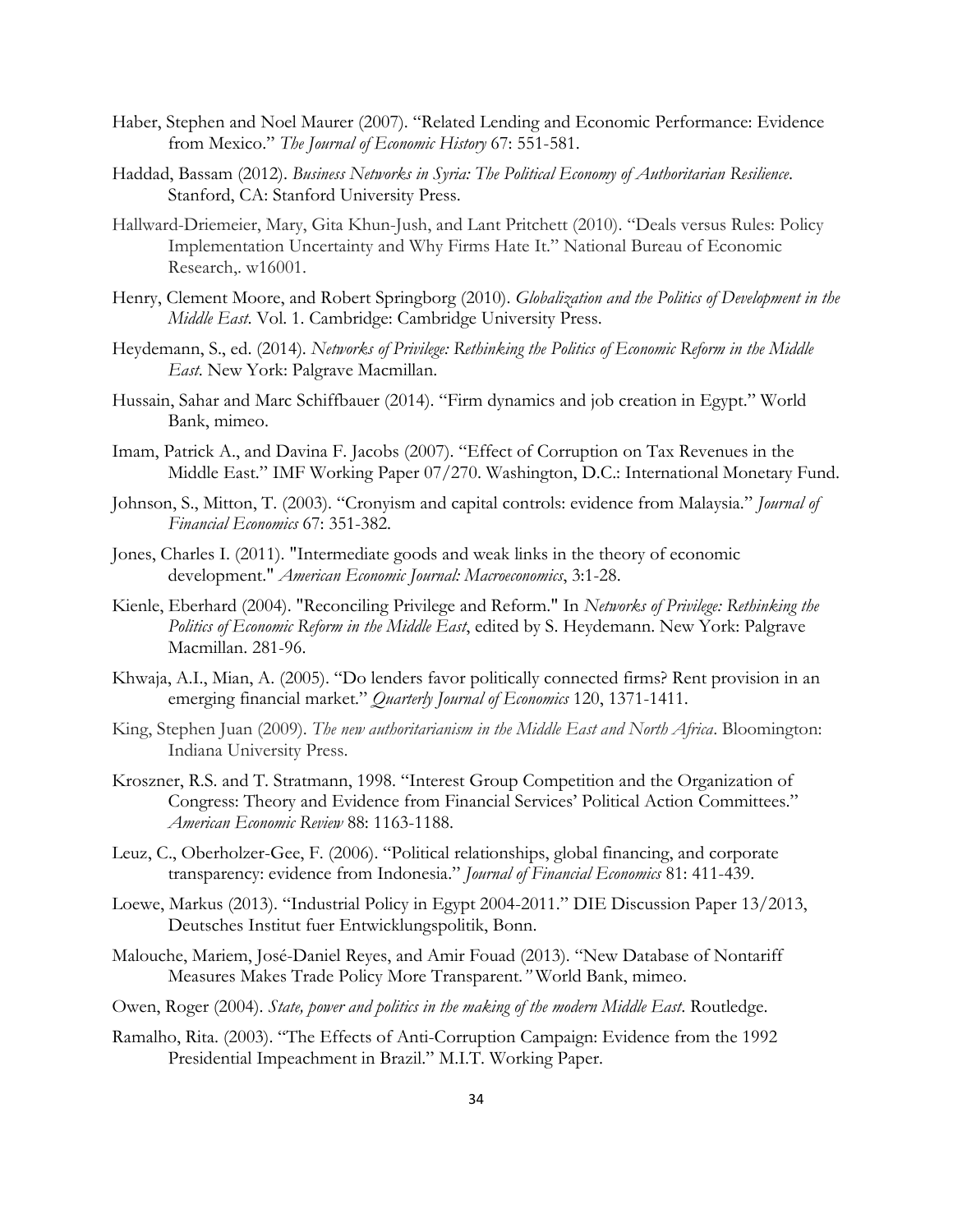Haber, Stephen and Noel Maurer (2007). "Related Lending and Economic Performance: Evidence from Mexico." *The Journal of Economic History* 67: 551-581.

Haddad, Bassam (2012). *Business Networks in Syria: The Political Economy of Authoritarian Resilience*. Stanford, CA: Stanford University Press.

Hallward-Driemeier, Mary, Gita Khun-Jush, and Lant Pritchett (2010). "Deals versus Rules: Policy Implementation Uncertainty and Why Firms Hate It." National Bureau of Economic Research,. w16001.

Henry, Clement Moore, and Robert Springborg (2010). *Globalization and the Politics of Development in the Middle East*. Vol. 1. Cambridge: Cambridge University Press.

Heydemann, S., ed. (2014). *Networks of Privilege: Rethinking the Politics of Economic Reform in the Middle East*. New York: Palgrave Macmillan.

Hussain, Sahar and Marc Schiffbauer (2014). "Firm dynamics and job creation in Egypt." World Bank, mimeo.

Imam, Patrick A., and Davina F. Jacobs (2007). "Effect of Corruption on Tax Revenues in the Middle East." IMF Working Paper 07/270. Washington, D.C.: International Monetary Fund.

Johnson, S., Mitton, T. (2003). "Cronyism and capital controls: evidence from Malaysia." *Journal of Financial Economics* 67: 351-382.

Jones, Charles I. (2011). "Intermediate goods and weak links in the theory of economic development." *American Economic Journal: Macroeconomics*, 3:1-28.

Kienle, Eberhard (2004). "Reconciling Privilege and Reform." In *Networks of Privilege: Rethinking the Politics of Economic Reform in the Middle East*, edited by S. Heydemann. New York: Palgrave Macmillan. 281-96.

Khwaja, A.I., Mian, A. (2005). "Do lenders favor politically connected firms? Rent provision in an emerging financial market." *Quarterly Journal of Economics* 120, 1371-1411.

King, Stephen Juan (2009). *The new authoritarianism in the Middle East and North Africa*. Bloomington: Indiana University Press.

Kroszner, R.S. and T. Stratmann, 1998. "Interest Group Competition and the Organization of Congress: Theory and Evidence from Financial Services' Political Action Committees." *American Economic Review* 88: 1163-1188.

Leuz, C., Oberholzer-Gee, F. (2006). "Political relationships, global financing, and corporate transparency: evidence from Indonesia." *Journal of Financial Economics* 81: 411-439.

Loewe, Markus (2013). "Industrial Policy in Egypt 2004-2011." DIE Discussion Paper 13/2013, Deutsches Institut fuer Entwicklungspolitik, Bonn.

Malouche, Mariem, José-Daniel Reyes, and Amir Fouad (2013). "New Database of Nontariff Measures Makes Trade Policy More Transparent." World Bank, mimeo.

Owen, Roger (2004). *State, power and politics in the making of the modern Middle East*. Routledge.

Ramalho, Rita. (2003). "The Effects of Anti-Corruption Campaign: Evidence from the 1992 Presidential Impeachment in Brazil." M.I.T. Working Paper.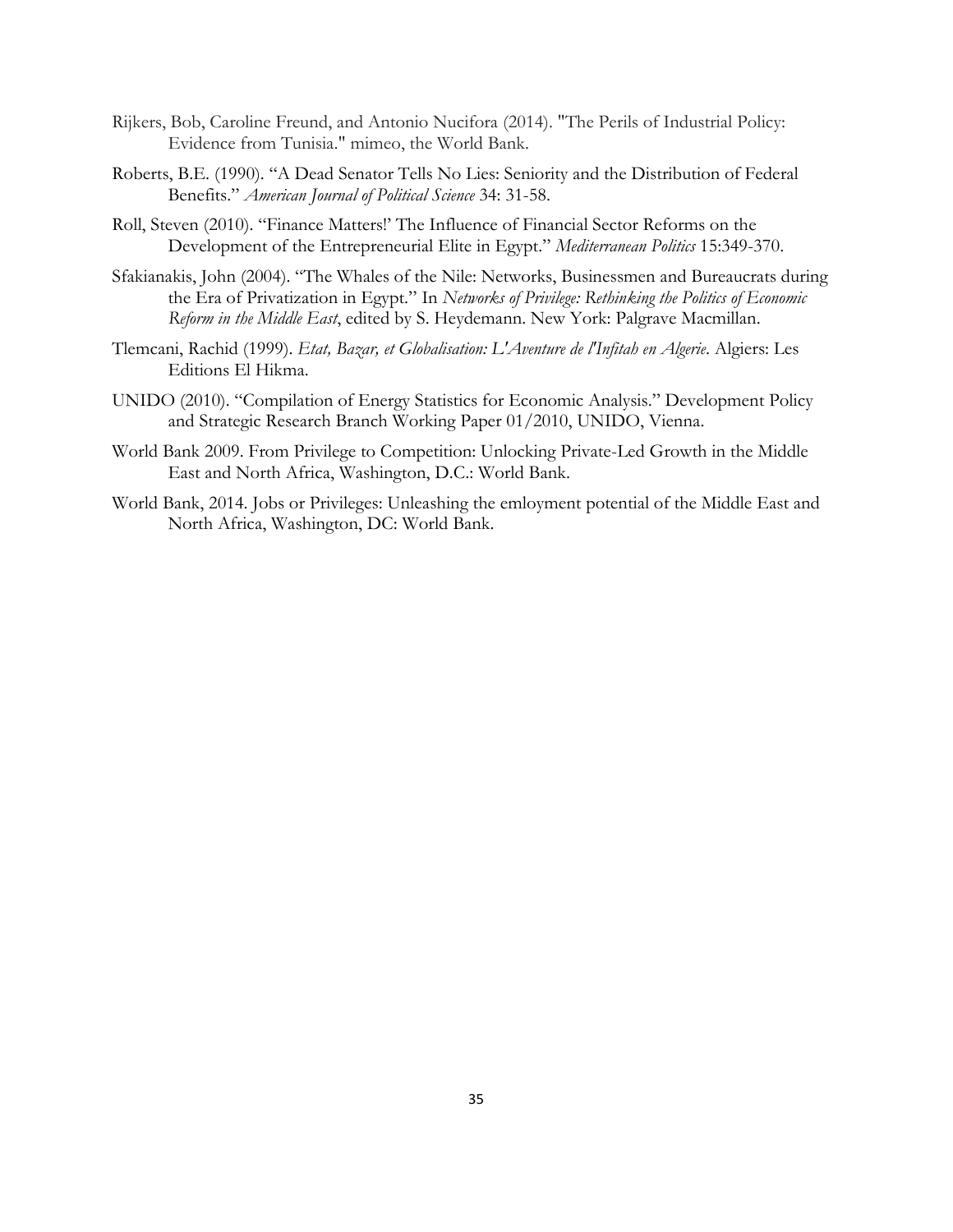Rijkers, Bob, Caroline Freund, and Antonio Nucifora (2014). "The Perils of Industrial Policy: Evidence from Tunisia." mimeo, the World Bank.

Roberts, B.E. (1990). "A Dead Senator Tells No Lies: Seniority and the Distribution of Federal Benefits." *American Journal of Political Science* 34: 31-58.

Roll, Steven (2010). "Finance Matters!' The Influence of Financial Sector Reforms on the Development of the Entrepreneurial Elite in Egypt." *Mediterranean Politics* 15:349-370.

Sfakianakis, John (2004). "The Whales of the Nile: Networks, Businessmen and Bureaucrats during the Era of Privatization in Egypt." In *Networks of Privilege: Rethinking the Politics of Economic Reform in the Middle East*, edited by S. Heydemann. New York: Palgrave Macmillan.

Tlemcani, Rachid (1999). *Etat, Bazar, et Globalisation: L'Aventure de l'Infitah en Algerie*. Algiers: Les Editions El Hikma.

UNIDO (2010). "Compilation of Energy Statistics for Economic Analysis." Development Policy and Strategic Research Branch Working Paper 01/2010, UNIDO, Vienna.

World Bank 2009. From Privilege to Competition: Unlocking Private-Led Growth in the Middle East and North Africa, Washington, D.C.: World Bank.

World Bank, 2014. Jobs or Privileges: Unleashing the emloyment potential of the Middle East and North Africa, Washington, DC: World Bank.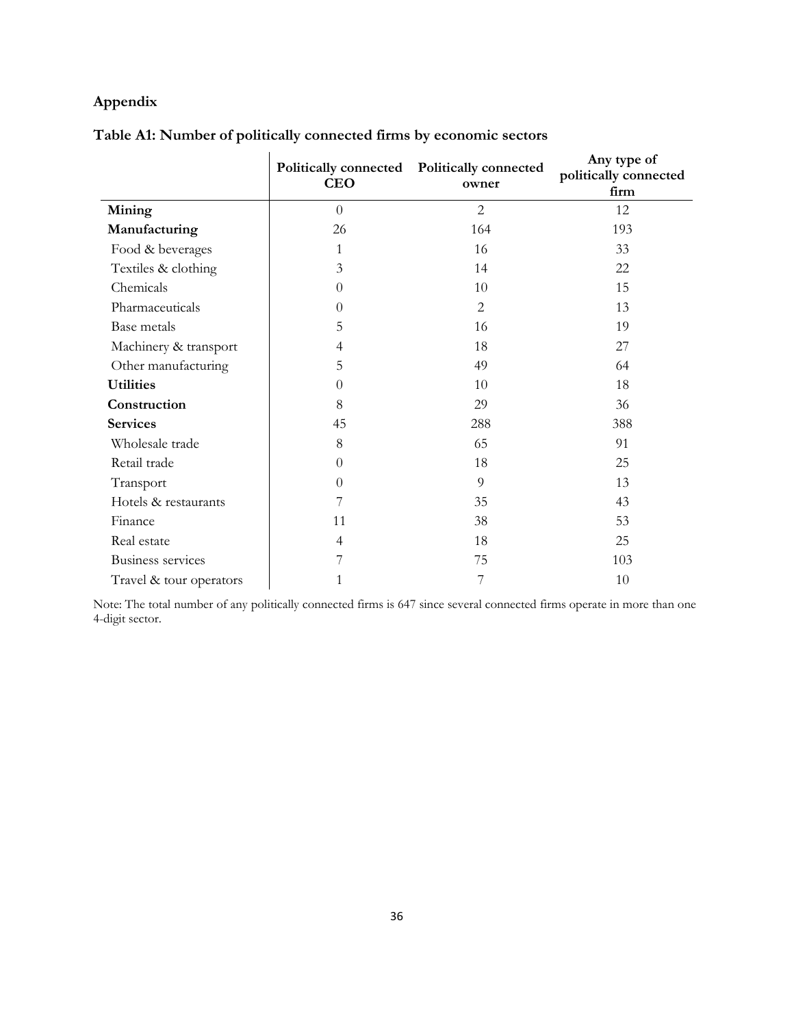## Appendix

### Table A1: Number of politically connected firms by economic sectors

| | Politically connected CEO | Politically connected owner | Any type of politically connected firm |
|---|---|---|---|
| **Mining** | 0 | 2 | 12 |
| **Manufacturing** | 26 | 164 | 193 |
| Food & beverages | 1 | 16 | 33 |
| Textiles & clothing | 3 | 14 | 22 |
| Chemicals | 0 | 10 | 15 |
| Pharmaceuticals | 0 | 2 | 13 |
| Base metals | 5 | 16 | 19 |
| Machinery & transport | 4 | 18 | 27 |
| Other manufacturing | 5 | 49 | 64 |
| **Utilities** | 0 | 10 | 18 |
| **Construction** | 8 | 29 | 36 |
| **Services** | 45 | 288 | 388 |
| Wholesale trade | 8 | 65 | 91 |
| Retail trade | 0 | 18 | 25 |
| Transport | 0 | 9 | 13 |
| Hotels & restaurants | 7 | 35 | 43 |
| Finance | 11 | 38 | 53 |
| Real estate | 4 | 18 | 25 |
| Business services | 7 | 75 | 103 |
| Travel & tour operators | 1 | 7 | 10 |

Note: The total number of any politically connected firms is 647 since several connected firms operate in more than one 4-digit sector.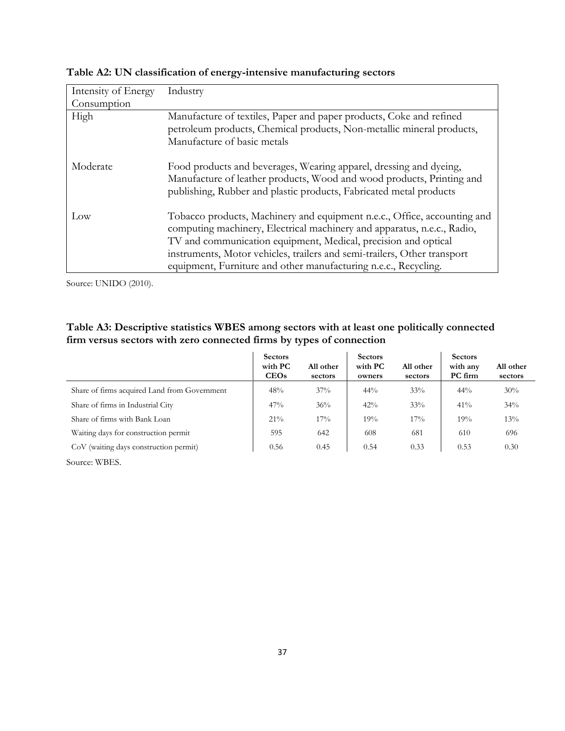**Table A2: UN classification of energy-intensive manufacturing sectors**

| Intensity of Energy Consumption | Industry |
|---|---|
| High | Manufacture of textiles, Paper and paper products, Coke and refined petroleum products, Chemical products, Non-metallic mineral products, Manufacture of basic metals |
| Moderate | Food products and beverages, Wearing apparel, dressing and dyeing, Manufacture of leather products, Wood and wood products, Printing and publishing, Rubber and plastic products, Fabricated metal products |
| Low | Tobacco products, Machinery and equipment n.e.c., Office, accounting and computing machinery, Electrical machinery and apparatus, n.e.c., Radio, TV and communication equipment, Medical, precision and optical instruments, Motor vehicles, trailers and semi-trailers, Other transport equipment, Furniture and other manufacturing n.e.c., Recycling. |

Source: UNIDO (2010).

**Table A3: Descriptive statistics WBES among sectors with at least one politically connected firm versus sectors with zero connected firms by types of connection**

| | Sectors with PC CEOs | All other sectors | Sectors with PC owners | All other sectors | Sectors with any PC firm | All other sectors |
|---|---|---|---|---|---|---|
| Share of firms acquired Land from Government | 48% | 37% | 44% | 33% | 44% | 30% |
| Share of firms in Industrial City | 47% | 36% | 42% | 33% | 41% | 34% |
| Share of firms with Bank Loan | 21% | 17% | 19% | 17% | 19% | 13% |
| Waiting days for construction permit | 595 | 642 | 608 | 681 | 610 | 696 |
| CoV (waiting days construction permit) | 0.56 | 0.45 | 0.54 | 0.33 | 0.53 | 0.30 |

Source: WBES.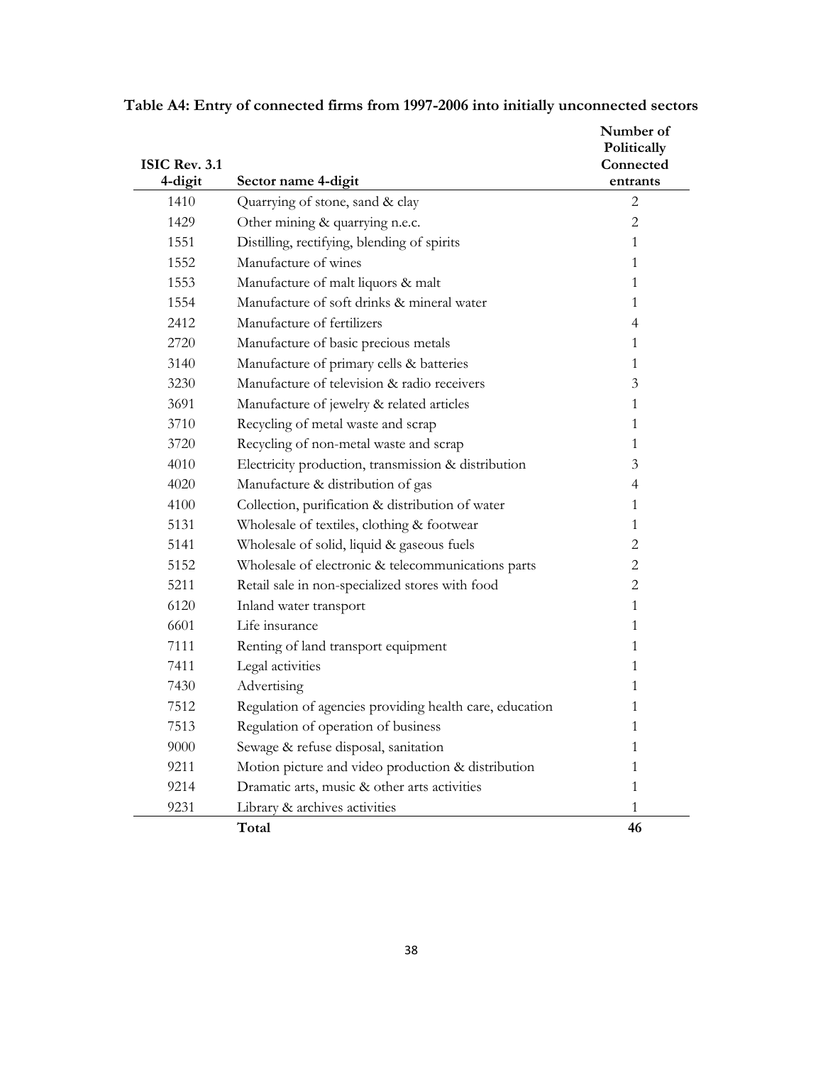**Table A4: Entry of connected firms from 1997-2006 into initially unconnected sectors**

| ISIC Rev. 3.1 4-digit | Sector name 4-digit | Number of Politically Connected entrants |
|---|---|---|
| 1410 | Quarrying of stone, sand & clay | 2 |
| 1429 | Other mining & quarrying n.e.c. | 2 |
| 1551 | Distilling, rectifying, blending of spirits | 1 |
| 1552 | Manufacture of wines | 1 |
| 1553 | Manufacture of malt liquors & malt | 1 |
| 1554 | Manufacture of soft drinks & mineral water | 1 |
| 2412 | Manufacture of fertilizers | 4 |
| 2720 | Manufacture of basic precious metals | 1 |
| 3140 | Manufacture of primary cells & batteries | 1 |
| 3230 | Manufacture of television & radio receivers | 3 |
| 3691 | Manufacture of jewelry & related articles | 1 |
| 3710 | Recycling of metal waste and scrap | 1 |
| 3720 | Recycling of non-metal waste and scrap | 1 |
| 4010 | Electricity production, transmission & distribution | 3 |
| 4020 | Manufacture & distribution of gas | 4 |
| 4100 | Collection, purification & distribution of water | 1 |
| 5131 | Wholesale of textiles, clothing & footwear | 1 |
| 5141 | Wholesale of solid, liquid & gaseous fuels | 2 |
| 5152 | Wholesale of electronic & telecommunications parts | 2 |
| 5211 | Retail sale in non-specialized stores with food | 2 |
| 6120 | Inland water transport | 1 |
| 6601 | Life insurance | 1 |
| 7111 | Renting of land transport equipment | 1 |
| 7411 | Legal activities | 1 |
| 7430 | Advertising | 1 |
| 7512 | Regulation of agencies providing health care, education | 1 |
| 7513 | Regulation of operation of business | 1 |
| 9000 | Sewage & refuse disposal, sanitation | 1 |
| 9211 | Motion picture and video production & distribution | 1 |
| 9214 | Dramatic arts, music & other arts activities | 1 |
| 9231 | Library & archives activities | 1 |
| | **Total** | **46** |